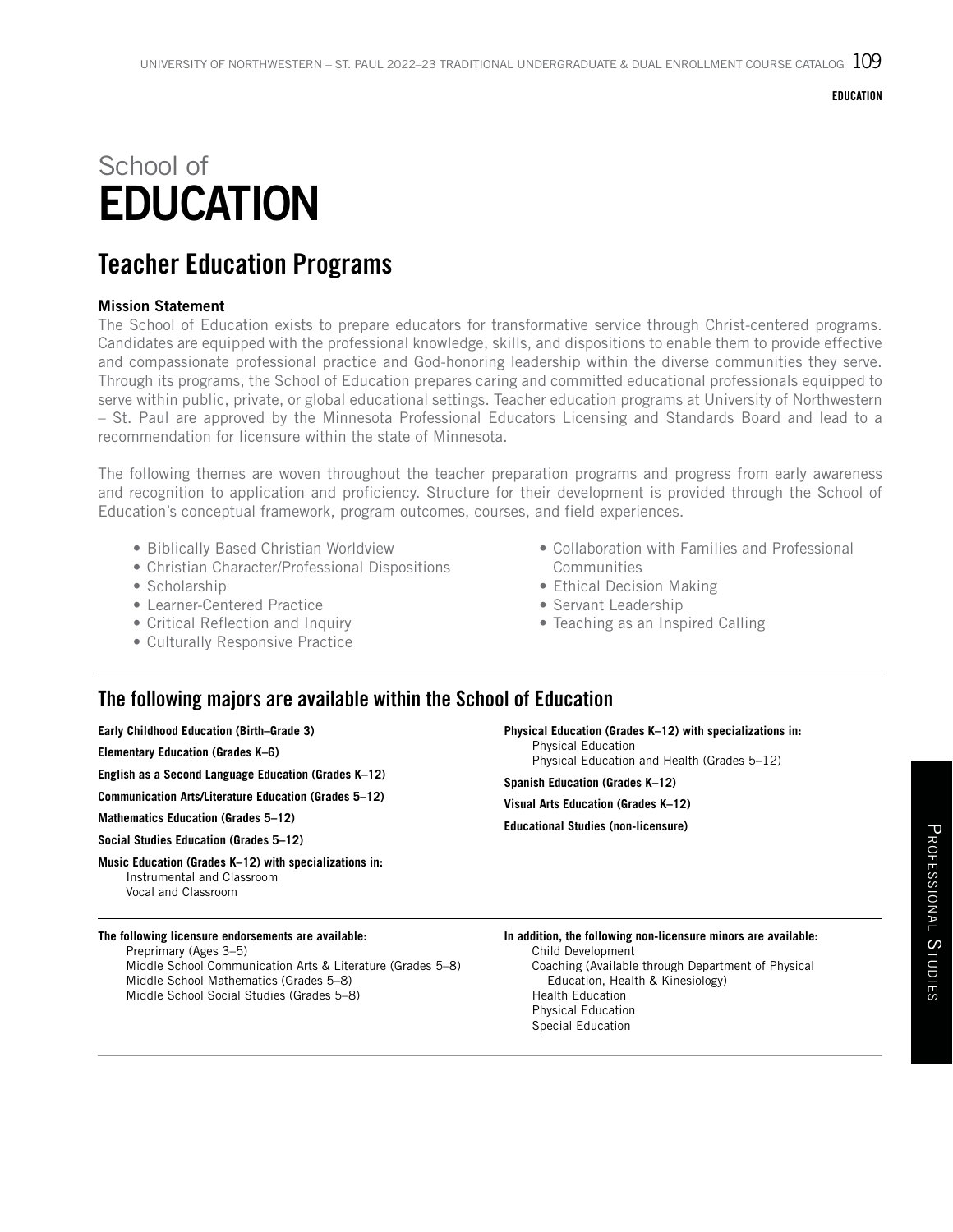# School of EDUCATION

## Teacher Education Programs

### Mission Statement

The School of Education exists to prepare educators for transformative service through Christ-centered programs. Candidates are equipped with the professional knowledge, skills, and dispositions to enable them to provide effective and compassionate professional practice and God-honoring leadership within the diverse communities they serve. Through its programs, the School of Education prepares caring and committed educational professionals equipped to serve within public, private, or global educational settings. Teacher education programs at University of Northwestern – St. Paul are approved by the Minnesota Professional Educators Licensing and Standards Board and lead to a recommendation for licensure within the state of Minnesota.

The following themes are woven throughout the teacher preparation programs and progress from early awareness and recognition to application and proficiency. Structure for their development is provided through the School of Education's conceptual framework, program outcomes, courses, and field experiences.

- Biblically Based Christian Worldview
- Christian Character/Professional Dispositions
- Scholarship
- Learner-Centered Practice
- Critical Reflection and Inquiry
- Culturally Responsive Practice
- Collaboration with Families and Professional Communities
- Ethical Decision Making
- Servant Leadership
- Teaching as an Inspired Calling

## The following majors are available within the School of Education

**Early Childhood Education (Birth–Grade 3)**

**Elementary Education (Grades K–6)**

**English as a Second Language Education (Grades K–12)**

**Communication Arts/Literature Education (Grades 5–12)**

**Mathematics Education (Grades 5–12)**

**Social Studies Education (Grades 5–12)**

**Music Education (Grades K–12) with specializations in:**
- Instrumental and Classroom
- Vocal and Classroom

**Physical Education (Grades K–12) with specializations in:**
- Physical Education
- Physical Education and Health (Grades 5–12)

**Spanish Education (Grades K–12)**

**Visual Arts Education (Grades K–12)**

**Educational Studies (non-licensure)**

**The following licensure endorsements are available:**
- Preprimary (Ages 3–5)
- Middle School Communication Arts & Literature (Grades 5–8)
- Middle School Mathematics (Grades 5–8)
- Middle School Social Studies (Grades 5–8)

**In addition, the following non-licensure minors are available:**
- Child Development
- Coaching (Available through Department of Physical Education, Health & Kinesiology)
- Health Education
- Physical Education
- Special Education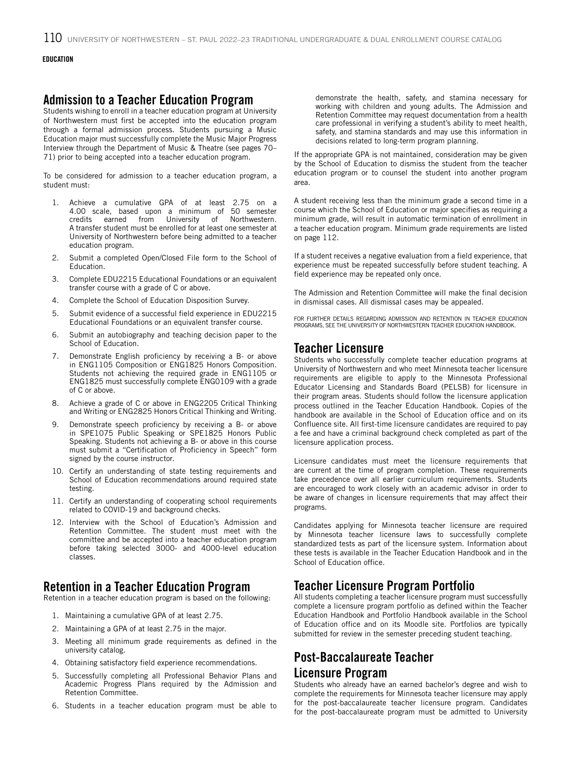## Admission to a Teacher Education Program

Students wishing to enroll in a teacher education program at University of Northwestern must first be accepted into the education program through a formal admission process. Students pursuing a Music Education major must successfully complete the Music Major Progress Interview through the Department of Music & Theatre (see pages 70–71) prior to being accepted into a teacher education program.

To be considered for admission to a teacher education program, a student must:

1. Achieve a cumulative GPA of at least 2.75 on a 4.00 scale, based upon a minimum of 50 semester credits earned from University of Northwestern. A transfer student must be enrolled for at least one semester at University of Northwestern before being admitted to a teacher education program.
2. Submit a completed Open/Closed File form to the School of Education.
3. Complete EDU2215 Educational Foundations or an equivalent transfer course with a grade of C or above.
4. Complete the School of Education Disposition Survey.
5. Submit evidence of a successful field experience in EDU2215 Educational Foundations or an equivalent transfer course.
6. Submit an autobiography and teaching decision paper to the School of Education.
7. Demonstrate English proficiency by receiving a B- or above in ENG1105 Composition or ENG1825 Honors Composition. Students not achieving the required grade in ENG1105 or ENG1825 must successfully complete ENG0109 with a grade of C or above.
8. Achieve a grade of C or above in ENG2205 Critical Thinking and Writing or ENG2825 Honors Critical Thinking and Writing.
9. Demonstrate speech proficiency by receiving a B- or above in SPE1075 Public Speaking or SPE1825 Honors Public Speaking. Students not achieving a B- or above in this course must submit a "Certification of Proficiency in Speech" form signed by the course instructor.
10. Certify an understanding of state testing requirements and School of Education recommendations around required state testing.
11. Certify an understanding of cooperating school requirements related to COVID-19 and background checks.
12. Interview with the School of Education's Admission and Retention Committee. The student must meet with the committee and be accepted into a teacher education program before taking selected 3000- and 4000-level education classes.

## Retention in a Teacher Education Program

Retention in a teacher education program is based on the following:

1. Maintaining a cumulative GPA of at least 2.75.
2. Maintaining a GPA of at least 2.75 in the major.
3. Meeting all minimum grade requirements as defined in the university catalog.
4. Obtaining satisfactory field experience recommendations.
5. Successfully completing all Professional Behavior Plans and Academic Progress Plans required by the Admission and Retention Committee.
6. Students in a teacher education program must be able to demonstrate the health, safety, and stamina necessary for working with children and young adults. The Admission and Retention Committee may request documentation from a health care professional in verifying a student's ability to meet health, safety, and stamina standards and may use this information in decisions related to long-term program planning.

If the appropriate GPA is not maintained, consideration may be given by the School of Education to dismiss the student from the teacher education program or to counsel the student into another program area.

A student receiving less than the minimum grade a second time in a course which the School of Education or major specifies as requiring a minimum grade, will result in automatic termination of enrollment in a teacher education program. Minimum grade requirements are listed on page 112.

If a student receives a negative evaluation from a field experience, that experience must be repeated successfully before student teaching. A field experience may be repeated only once.

The Admission and Retention Committee will make the final decision in dismissal cases. All dismissal cases may be appealed.

FOR FURTHER DETAILS REGARDING ADMISSION AND RETENTION IN TEACHER EDUCATION PROGRAMS, SEE THE UNIVERSITY OF NORTHWESTERN TEACHER EDUCATION HANDBOOK.

## Teacher Licensure

Students who successfully complete teacher education programs at University of Northwestern and who meet Minnesota teacher licensure requirements are eligible to apply to the Minnesota Professional Educator Licensing and Standards Board (PELSB) for licensure in their program areas. Students should follow the licensure application process outlined in the Teacher Education Handbook. Copies of the handbook are available in the School of Education office and on its Confluence site. All first-time licensure candidates are required to pay a fee and have a criminal background check completed as part of the licensure application process.

Licensure candidates must meet the licensure requirements that are current at the time of program completion. These requirements take precedence over all earlier curriculum requirements. Students are encouraged to work closely with an academic advisor in order to be aware of changes in licensure requirements that may affect their programs.

Candidates applying for Minnesota teacher licensure are required by Minnesota teacher licensure laws to successfully complete standardized tests as part of the licensure system. Information about these tests is available in the Teacher Education Handbook and in the School of Education office.

## Teacher Licensure Program Portfolio

All students completing a teacher licensure program must successfully complete a licensure program portfolio as defined within the Teacher Education Handbook and Portfolio Handbook available in the School of Education office and on its Moodle site. Portfolios are typically submitted for review in the semester preceding student teaching.

## Post-Baccalaureate Teacher Licensure Program

Students who already have an earned bachelor's degree and wish to complete the requirements for Minnesota teacher licensure may apply for the post-baccalaureate teacher licensure program. Candidates for the post-baccalaureate program must be admitted to University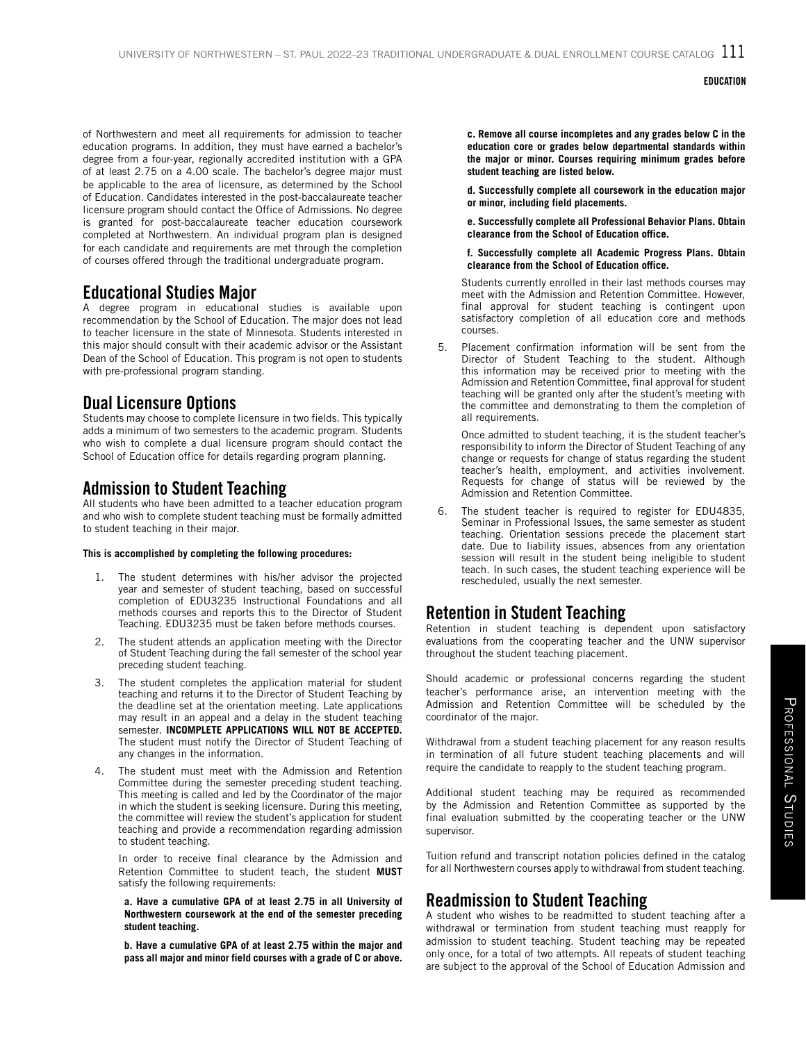of Northwestern and meet all requirements for admission to teacher education programs. In addition, they must have earned a bachelor's degree from a four-year, regionally accredited institution with a GPA of at least 2.75 on a 4.00 scale. The bachelor's degree major must be applicable to the area of licensure, as determined by the School of Education. Candidates interested in the post-baccalaureate teacher licensure program should contact the Office of Admissions. No degree is granted for post-baccalaureate teacher education coursework completed at Northwestern. An individual program plan is designed for each candidate and requirements are met through the completion of courses offered through the traditional undergraduate program.

## Educational Studies Major

A degree program in educational studies is available upon recommendation by the School of Education. The major does not lead to teacher licensure in the state of Minnesota. Students interested in this major should consult with their academic advisor or the Assistant Dean of the School of Education. This program is not open to students with pre-professional program standing.

## Dual Licensure Options

Students may choose to complete licensure in two fields. This typically adds a minimum of two semesters to the academic program. Students who wish to complete a dual licensure program should contact the School of Education office for details regarding program planning.

## Admission to Student Teaching

All students who have been admitted to a teacher education program and who wish to complete student teaching must be formally admitted to student teaching in their major.

**This is accomplished by completing the following procedures:**

1. The student determines with his/her advisor the projected year and semester of student teaching, based on successful completion of EDU3235 Instructional Foundations and all methods courses and reports this to the Director of Student Teaching. EDU3235 must be taken before methods courses.
2. The student attends an application meeting with the Director of Student Teaching during the fall semester of the school year preceding student teaching.
3. The student completes the application material for student teaching and returns it to the Director of Student Teaching by the deadline set at the orientation meeting. Late applications may result in an appeal and a delay in the student teaching semester. **INCOMPLETE APPLICATIONS WILL NOT BE ACCEPTED.** The student must notify the Director of Student Teaching of any changes in the information.
4. The student must meet with the Admission and Retention Committee during the semester preceding student teaching. This meeting is called and led by the Coordinator of the major in which the student is seeking licensure. During this meeting, the committee will review the student's application for student teaching and provide a recommendation regarding admission to student teaching.

   In order to receive final clearance by the Admission and Retention Committee to student teach, the student **MUST** satisfy the following requirements:

   **a. Have a cumulative GPA of at least 2.75 in all University of Northwestern coursework at the end of the semester preceding student teaching.**

   **b. Have a cumulative GPA of at least 2.75 within the major and pass all major and minor field courses with a grade of C or above.**

   **c. Remove all course incompletes and any grades below C in the education core or grades below departmental standards within the major or minor. Courses requiring minimum grades before student teaching are listed below.**

   **d. Successfully complete all coursework in the education major or minor, including field placements.**

   **e. Successfully complete all Professional Behavior Plans. Obtain clearance from the School of Education office.**

   **f. Successfully complete all Academic Progress Plans. Obtain clearance from the School of Education office.**

   Students currently enrolled in their last methods courses may meet with the Admission and Retention Committee. However, final approval for student teaching is contingent upon satisfactory completion of all education core and methods courses.
5. Placement confirmation information will be sent from the Director of Student Teaching to the student. Although this information may be received prior to meeting with the Admission and Retention Committee, final approval for student teaching will be granted only after the student's meeting with the committee and demonstrating to them the completion of all requirements.

   Once admitted to student teaching, it is the student teacher's responsibility to inform the Director of Student Teaching of any change or requests for change of status regarding the student teacher's health, employment, and activities involvement. Requests for change of status will be reviewed by the Admission and Retention Committee.
6. The student teacher is required to register for EDU4835, Seminar in Professional Issues, the same semester as student teaching. Orientation sessions precede the placement start date. Due to liability issues, absences from any orientation session will result in the student being ineligible to student teach. In such cases, the student teaching experience will be rescheduled, usually the next semester.

## Retention in Student Teaching

Retention in student teaching is dependent upon satisfactory evaluations from the cooperating teacher and the UNW supervisor throughout the student teaching placement.

Should academic or professional concerns regarding the student teacher's performance arise, an intervention meeting with the Admission and Retention Committee will be scheduled by the coordinator of the major.

Withdrawal from a student teaching placement for any reason results in termination of all future student teaching placements and will require the candidate to reapply to the student teaching program.

Additional student teaching may be required as recommended by the Admission and Retention Committee as supported by the final evaluation submitted by the cooperating teacher or the UNW supervisor.

Tuition refund and transcript notation policies defined in the catalog for all Northwestern courses apply to withdrawal from student teaching.

## Readmission to Student Teaching

A student who wishes to be readmitted to student teaching after a withdrawal or termination from student teaching must reapply for admission to student teaching. Student teaching may be repeated only once, for a total of two attempts. All repeats of student teaching are subject to the approval of the School of Education Admission and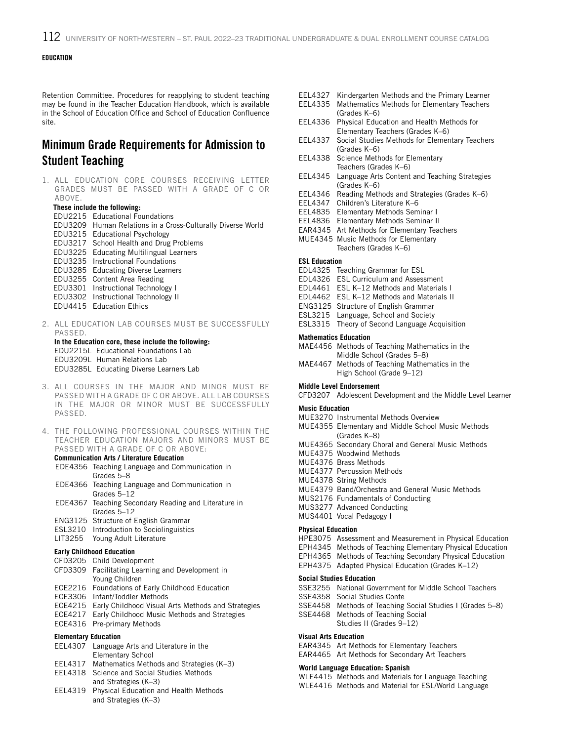**EDUCATION**

Retention Committee. Procedures for reapplying to student teaching may be found in the Teacher Education Handbook, which is available in the School of Education Office and School of Education Confluence site.

## Minimum Grade Requirements for Admission to Student Teaching

1. ALL EDUCATION CORE COURSES RECEIVING LETTER GRADES MUST BE PASSED WITH A GRADE OF C OR ABOVE.

   **These include the following:**

   EDU2215 Educational Foundations
   EDU3209 Human Relations in a Cross-Culturally Diverse World
   EDU3215 Educational Psychology
   EDU3217 School Health and Drug Problems
   EDU3225 Educating Multilingual Learners
   EDU3235 Instructional Foundations
   EDU3285 Educating Diverse Learners
   EDU3255 Content Area Reading
   EDU3301 Instructional Technology I
   EDU3302 Instructional Technology II
   EDU4415 Education Ethics

2. ALL EDUCATION LAB COURSES MUST BE SUCCESSFULLY PASSED.

   **In the Education core, these include the following:**

   EDU2215L Educational Foundations Lab
   EDU3209L Human Relations Lab
   EDU3285L Educating Diverse Learners Lab

3. ALL COURSES IN THE MAJOR AND MINOR MUST BE PASSED WITH A GRADE OF C OR ABOVE. ALL LAB COURSES IN THE MAJOR OR MINOR MUST BE SUCCESSFULLY PASSED.

4. THE FOLLOWING PROFESSIONAL COURSES WITHIN THE TEACHER EDUCATION MAJORS AND MINORS MUST BE PASSED WITH A GRADE OF C OR ABOVE:

**Communication Arts / Literature Education**

EDE4356 Teaching Language and Communication in Grades 5–8
EDE4366 Teaching Language and Communication in Grades 5–12
EDE4367 Teaching Secondary Reading and Literature in Grades 5–12
ENG3125 Structure of English Grammar
ESL3210 Introduction to Sociolinguistics
LIT3255 Young Adult Literature

**Early Childhood Education**

CFD3205 Child Development
CFD3309 Facilitating Learning and Development in Young Children
ECE2216 Foundations of Early Childhood Education
ECE3306 Infant/Toddler Methods
ECE4215 Early Childhood Visual Arts Methods and Strategies
ECE4217 Early Childhood Music Methods and Strategies
ECE4316 Pre-primary Methods

**Elementary Education**

EEL4307 Language Arts and Literature in the Elementary School
EEL4317 Mathematics Methods and Strategies (K–3)
EEL4318 Science and Social Studies Methods and Strategies (K–3)
EEL4319 Physical Education and Health Methods and Strategies (K–3)
EEL4327 Kindergarten Methods and the Primary Learner
EEL4335 Mathematics Methods for Elementary Teachers (Grades K–6)
EEL4336 Physical Education and Health Methods for Elementary Teachers (Grades K–6)
EEL4337 Social Studies Methods for Elementary Teachers (Grades K–6)
EEL4338 Science Methods for Elementary Teachers (Grades K–6)
EEL4345 Language Arts Content and Teaching Strategies (Grades K–6)
EEL4346 Reading Methods and Strategies (Grades K–6)
EEL4347 Children's Literature K–6
EEL4835 Elementary Methods Seminar I
EEL4836 Elementary Methods Seminar II
EAR4345 Art Methods for Elementary Teachers
MUE4345 Music Methods for Elementary Teachers (Grades K–6)

**ESL Education**

EDL4325 Teaching Grammar for ESL
EDL4326 ESL Curriculum and Assessment
EDL4461 ESL K–12 Methods and Materials I
EDL4462 ESL K–12 Methods and Materials II
ENG3125 Structure of English Grammar
ESL3215 Language, School and Society
ESL3315 Theory of Second Language Acquisition

**Mathematics Education**

MAE4456 Methods of Teaching Mathematics in the Middle School (Grades 5–8)
MAE4467 Methods of Teaching Mathematics in the High School (Grade 9–12)

**Middle Level Endorsement**

CFD3207 Adolescent Development and the Middle Level Learner

**Music Education**

MUE3270 Instrumental Methods Overview
MUE4355 Elementary and Middle School Music Methods (Grades K–8)
MUE4365 Secondary Choral and General Music Methods
MUE4375 Woodwind Methods
MUE4376 Brass Methods
MUE4377 Percussion Methods
MUE4378 String Methods
MUE4379 Band/Orchestra and General Music Methods
MUS2176 Fundamentals of Conducting
MUS3277 Advanced Conducting
MUS4401 Vocal Pedagogy I

**Physical Education**

HPE3075 Assessment and Measurement in Physical Education
EPH4345 Methods of Teaching Elementary Physical Education
EPH4365 Methods of Teaching Secondary Physical Education
EPH4375 Adapted Physical Education (Grades K–12)

**Social Studies Education**

SSE3255 National Government for Middle School Teachers
SSE4358 Social Studies Conte
SSE4458 Methods of Teaching Social Studies I (Grades 5–8)
SSE4468 Methods of Teaching Social Studies II (Grades 9–12)

**Visual Arts Education**

EAR4345 Art Methods for Elementary Teachers
EAR4465 Art Methods for Secondary Art Teachers

**World Language Education: Spanish**

WLE4415 Methods and Materials for Language Teaching
WLE4416 Methods and Material for ESL/World Language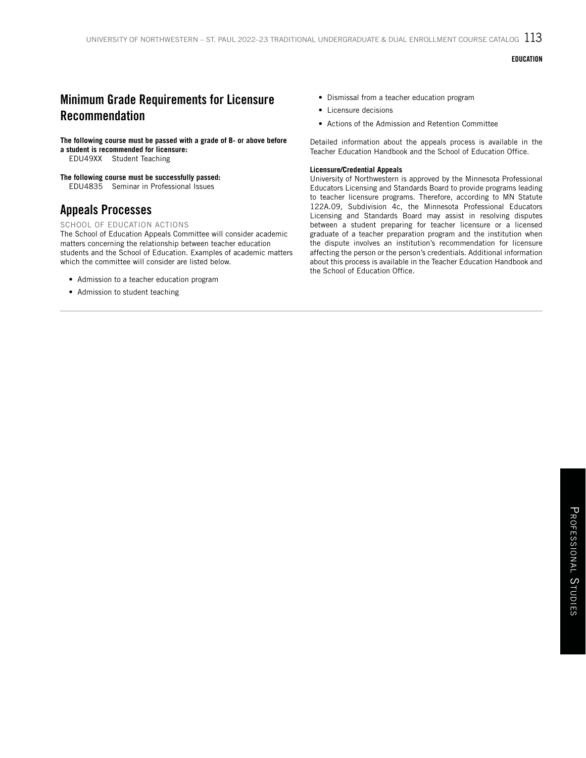## Minimum Grade Requirements for Licensure Recommendation

**The following course must be passed with a grade of B- or above before a student is recommended for licensure:**

EDU49XX Student Teaching

**The following course must be successfully passed:**

EDU4835 Seminar in Professional Issues

## Appeals Processes

SCHOOL OF EDUCATION ACTIONS

The School of Education Appeals Committee will consider academic matters concerning the relationship between teacher education students and the School of Education. Examples of academic matters which the committee will consider are listed below.

- Admission to a teacher education program
- Admission to student teaching
- Dismissal from a teacher education program
- Licensure decisions
- Actions of the Admission and Retention Committee

Detailed information about the appeals process is available in the Teacher Education Handbook and the School of Education Office.

**Licensure/Credential Appeals**

University of Northwestern is approved by the Minnesota Professional Educators Licensing and Standards Board to provide programs leading to teacher licensure programs. Therefore, according to MN Statute 122A.09, Subdivision 4c, the Minnesota Professional Educators Licensing and Standards Board may assist in resolving disputes between a student preparing for teacher licensure or a licensed graduate of a teacher preparation program and the institution when the dispute involves an institution's recommendation for licensure affecting the person or the person's credentials. Additional information about this process is available in the Teacher Education Handbook and the School of Education Office.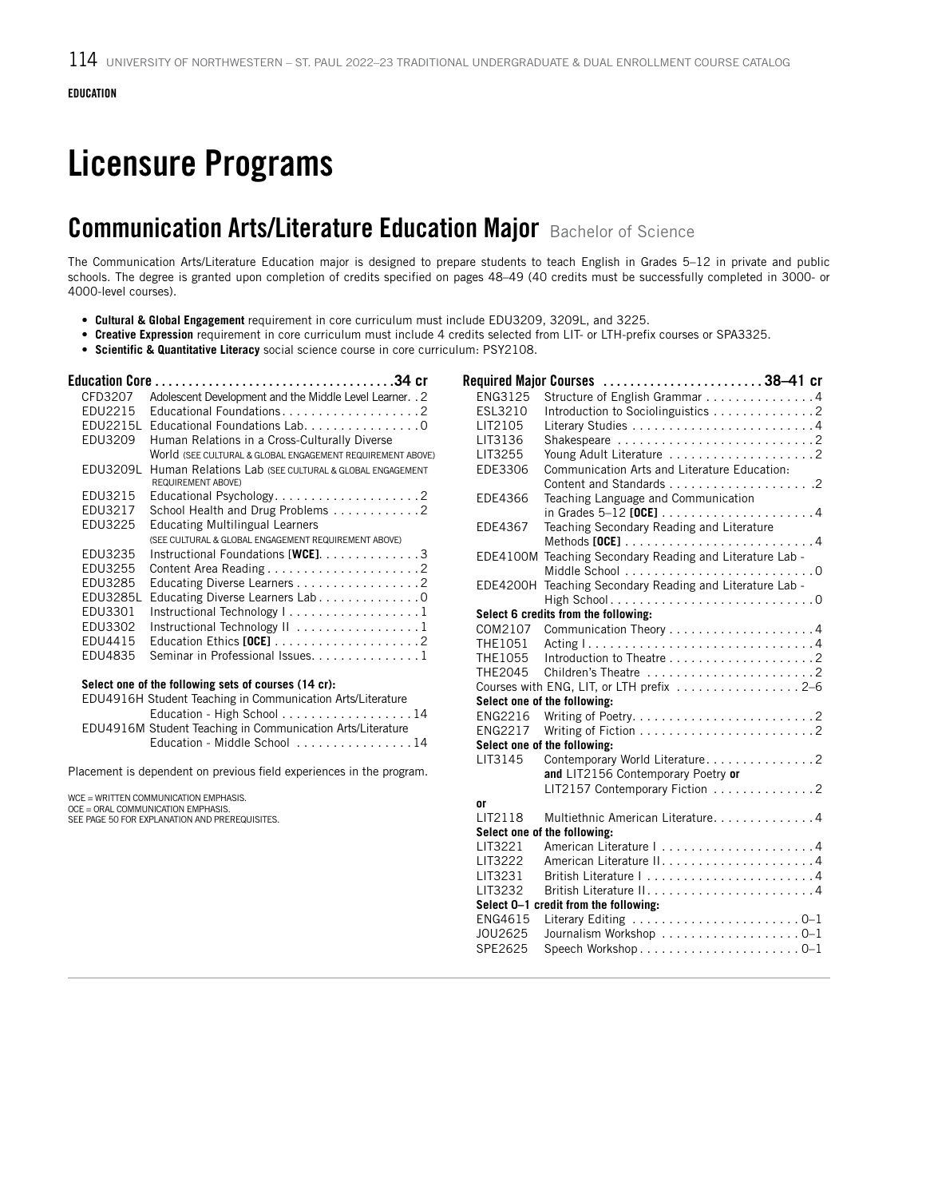EDUCATION

# Licensure Programs

## Communication Arts/Literature Education Major Bachelor of Science

The Communication Arts/Literature Education major is designed to prepare students to teach English in Grades 5–12 in private and public schools. The degree is granted upon completion of credits specified on pages 48–49 (40 credits must be successfully completed in 3000- or 4000-level courses).

- **Cultural & Global Engagement** requirement in core curriculum must include EDU3209, 3209L, and 3225.
- **Creative Expression** requirement in core curriculum must include 4 credits selected from LIT- or LTH-prefix courses or SPA3325.
- **Scientific & Quantitative Literacy** social science course in core curriculum: PSY2108.

**Education Core ... 34 cr**

| | | |
|---|---|---|
| CFD3207 | Adolescent Development and the Middle Level Learner | 2 |
| EDU2215 | Educational Foundations | 2 |
| EDU2215L | Educational Foundations Lab | 0 |
| EDU3209 | Human Relations in a Cross-Culturally Diverse World (SEE CULTURAL & GLOBAL ENGAGEMENT REQUIREMENT ABOVE) | |
| EDU3209L | Human Relations Lab (SEE CULTURAL & GLOBAL ENGAGEMENT REQUIREMENT ABOVE) | |
| EDU3215 | Educational Psychology | 2 |
| EDU3217 | School Health and Drug Problems | 2 |
| EDU3225 | Educating Multilingual Learners (SEE CULTURAL & GLOBAL ENGAGEMENT REQUIREMENT ABOVE) | |
| EDU3235 | Instructional Foundations [**WCE**] | 3 |
| EDU3255 | Content Area Reading | 2 |
| EDU3285 | Educating Diverse Learners | 2 |
| EDU3285L | Educating Diverse Learners Lab | 0 |
| EDU3301 | Instructional Technology I | 1 |
| EDU3302 | Instructional Technology II | 1 |
| EDU4415 | Education Ethics **[OCE]** | 2 |
| EDU4835 | Seminar in Professional Issues | 1 |

**Select one of the following sets of courses (14 cr):**

| | | |
|---|---|---|
| EDU4916H | Student Teaching in Communication Arts/Literature Education - High School | 14 |
| EDU4916M | Student Teaching in Communication Arts/Literature Education - Middle School | 14 |

Placement is dependent on previous field experiences in the program.

WCE = WRITTEN COMMUNICATION EMPHASIS.
OCE = ORAL COMMUNICATION EMPHASIS.
SEE PAGE 50 FOR EXPLANATION AND PREREQUISITES.

**Required Major Courses ... 38–41 cr**

| | | |
|---|---|---|
| ENG3125 | Structure of English Grammar | 4 |
| ESL3210 | Introduction to Sociolinguistics | 2 |
| LIT2105 | Literary Studies | 4 |
| LIT3136 | Shakespeare | 2 |
| LIT3255 | Young Adult Literature | 2 |
| EDE3306 | Communication Arts and Literature Education: Content and Standards | 2 |
| EDE4366 | Teaching Language and Communication in Grades 5–12 **[OCE]** | 4 |
| EDE4367 | Teaching Secondary Reading and Literature Methods **[OCE]** | 4 |
| EDE4100M | Teaching Secondary Reading and Literature Lab - Middle School | 0 |
| EDE4200H | Teaching Secondary Reading and Literature Lab - High School | 0 |

**Select 6 credits from the following:**

| | | |
|---|---|---|
| COM2107 | Communication Theory | 4 |
| THE1051 | Acting I | 4 |
| THE1055 | Introduction to Theatre | 2 |
| THE2045 | Children's Theatre | 2 |
| Courses with ENG, LIT, or LTH prefix | | 2–6 |

**Select one of the following:**

| | | |
|---|---|---|
| ENG2216 | Writing of Poetry | 2 |
| ENG2217 | Writing of Fiction | 2 |

**Select one of the following:**

| | | |
|---|---|---|
| LIT3145 | Contemporary World Literature | 2 |
| | **and** LIT2156 Contemporary Poetry **or** LIT2157 Contemporary Fiction | 2 |
| **or** | | |
| LIT2118 | Multiethnic American Literature | 4 |

**Select one of the following:**

| | | |
|---|---|---|
| LIT3221 | American Literature I | 4 |
| LIT3222 | American Literature II | 4 |
| LIT3231 | British Literature I | 4 |
| LIT3232 | British Literature II | 4 |

**Select 0–1 credit from the following:**

| | | |
|---|---|---|
| ENG4615 | Literary Editing | 0–1 |
| JOU2625 | Journalism Workshop | 0–1 |
| SPE2625 | Speech Workshop | 0–1 |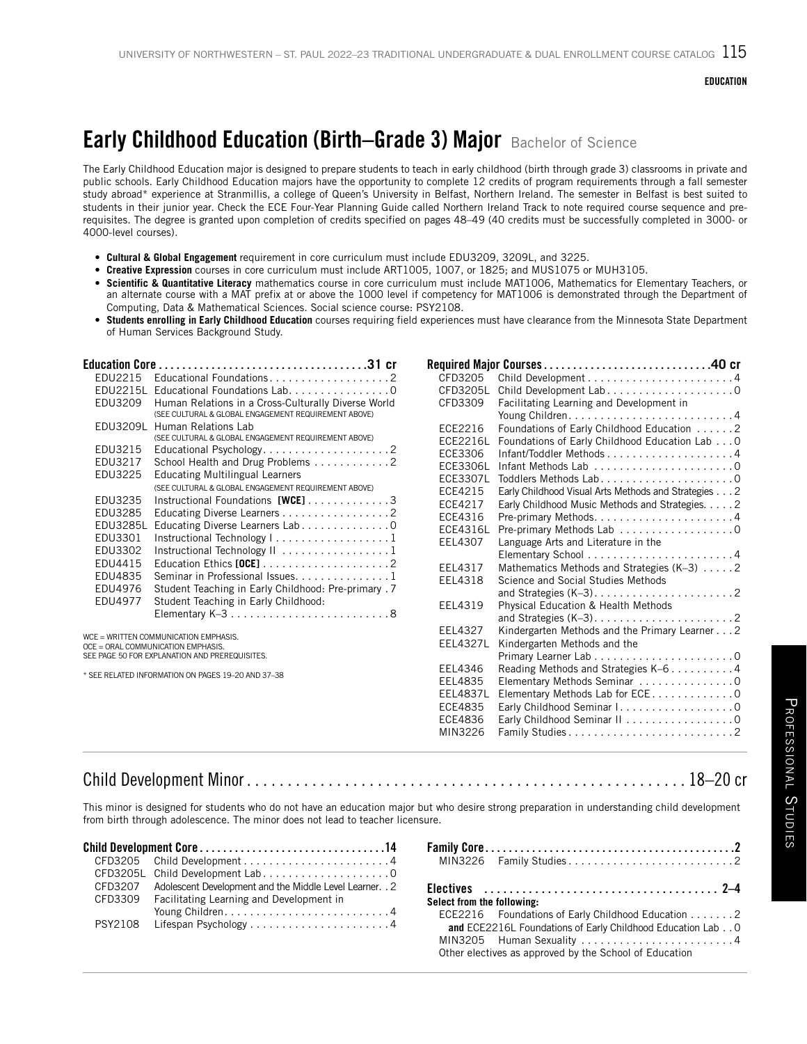# Early Childhood Education (Birth–Grade 3) Major Bachelor of Science

The Early Childhood Education major is designed to prepare students to teach in early childhood (birth through grade 3) classrooms in private and public schools. Early Childhood Education majors have the opportunity to complete 12 credits of program requirements through a fall semester study abroad* experience at Stranmillis, a college of Queen's University in Belfast, Northern Ireland. The semester in Belfast is best suited to students in their junior year. Check the ECE Four-Year Planning Guide called Northern Ireland Track to note required course sequence and prerequisites. The degree is granted upon completion of credits specified on pages 48–49 (40 credits must be successfully completed in 3000- or 4000-level courses).

- **Cultural & Global Engagement** requirement in core curriculum must include EDU3209, 3209L, and 3225.
- **Creative Expression** courses in core curriculum must include ART1005, 1007, or 1825; and MUS1075 or MUH3105.
- **Scientific & Quantitative Literacy** mathematics course in core curriculum must include MAT1006, Mathematics for Elementary Teachers, or an alternate course with a MAT prefix at or above the 1000 level if competency for MAT1006 is demonstrated through the Department of Computing, Data & Mathematical Sciences. Social science course: PSY2108.
- **Students enrolling in Early Childhood Education** courses requiring field experiences must have clearance from the Minnesota State Department of Human Services Background Study.

| **Education Core** | | **31 cr** |
|---|---|---|
| EDU2215 | Educational Foundations | 2 |
| EDU2215L | Educational Foundations Lab | 0 |
| EDU3209 | Human Relations in a Cross-Culturally Diverse World (SEE CULTURAL & GLOBAL ENGAGEMENT REQUIREMENT ABOVE) | |
| EDU3209L | Human Relations Lab (SEE CULTURAL & GLOBAL ENGAGEMENT REQUIREMENT ABOVE) | |
| EDU3215 | Educational Psychology | 2 |
| EDU3217 | School Health and Drug Problems | 2 |
| EDU3225 | Educating Multilingual Learners (SEE CULTURAL & GLOBAL ENGAGEMENT REQUIREMENT ABOVE) | |
| EDU3235 | Instructional Foundations **[WCE]** | 3 |
| EDU3285 | Educating Diverse Learners | 2 |
| EDU3285L | Educating Diverse Learners Lab | 0 |
| EDU3301 | Instructional Technology I | 1 |
| EDU3302 | Instructional Technology II | 1 |
| EDU4415 | Education Ethics **[OCE]** | 2 |
| EDU4835 | Seminar in Professional Issues | 1 |
| EDU4976 | Student Teaching in Early Childhood: Pre-primary | 7 |
| EDU4977 | Student Teaching in Early Childhood: Elementary K–3 | 8 |

WCE = WRITTEN COMMUNICATION EMPHASIS.
OCE = ORAL COMMUNICATION EMPHASIS.
SEE PAGE 50 FOR EXPLANATION AND PREREQUISITES.

* SEE RELATED INFORMATION ON PAGES 19–20 AND 37–38

| **Required Major Courses** | | **40 cr** |
|---|---|---|
| CFD3205 | Child Development | 4 |
| CFD3205L | Child Development Lab | 0 |
| CFD3309 | Facilitating Learning and Development in Young Children | 4 |
| ECE2216 | Foundations of Early Childhood Education | 2 |
| ECE2216L | Foundations of Early Childhood Education Lab | 0 |
| ECE3306 | Infant/Toddler Methods | 4 |
| ECE3306L | Infant Methods Lab | 0 |
| ECE3307L | Toddlers Methods Lab | 0 |
| ECE4215 | Early Childhood Visual Arts Methods and Strategies | 2 |
| ECE4217 | Early Childhood Music Methods and Strategies | 2 |
| ECE4316 | Pre-primary Methods | 4 |
| ECE4316L | Pre-primary Methods Lab | 0 |
| EEL4307 | Language Arts and Literature in the Elementary School | 4 |
| EEL4317 | Mathematics Methods and Strategies (K–3) | 2 |
| EEL4318 | Science and Social Studies Methods and Strategies (K–3) | 2 |
| EEL4319 | Physical Education & Health Methods and Strategies (K–3) | 2 |
| EEL4327 | Kindergarten Methods and the Primary Learner | 2 |
| EEL4327L | Kindergarten Methods and the Primary Learner Lab | 0 |
| EEL4346 | Reading Methods and Strategies K–6 | 4 |
| EEL4835 | Elementary Methods Seminar | 0 |
| EEL4837L | Elementary Methods Lab for ECE | 0 |
| ECE4835 | Early Childhood Seminar I | 0 |
| ECE4836 | Early Childhood Seminar II | 0 |
| MIN3226 | Family Studies | 2 |

## Child Development Minor ........ 18–20 cr

This minor is designed for students who do not have an education major but who desire strong preparation in understanding child development from birth through adolescence. The minor does not lead to teacher licensure.

| **Child Development Core** | | **14** |
|---|---|---|
| CFD3205 | Child Development | 4 |
| CFD3205L | Child Development Lab | 0 |
| CFD3207 | Adolescent Development and the Middle Level Learner | 2 |
| CFD3309 | Facilitating Learning and Development in Young Children | 4 |
| PSY2108 | Lifespan Psychology | 4 |

| **Family Core** | | **2** |
|---|---|---|
| MIN3226 | Family Studies | 2 |

**Electives** ........ **2–4**

**Select from the following:**

| | | |
|---|---|---|
| ECE2216 | Foundations of Early Childhood Education | 2 |
| **and** ECE2216L | Foundations of Early Childhood Education Lab | 0 |
| MIN3205 | Human Sexuality | 4 |

Other electives as approved by the School of Education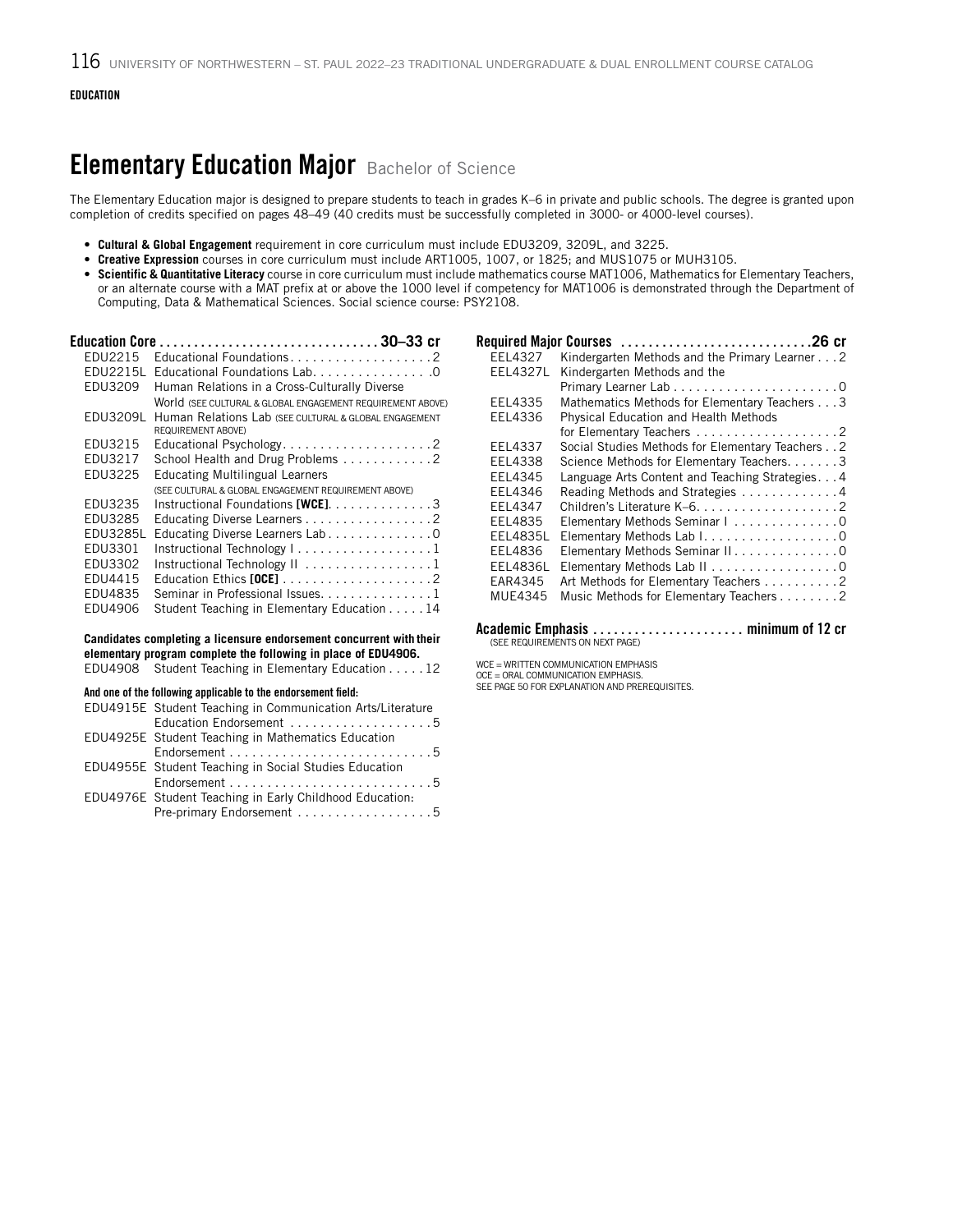EDUCATION

# Elementary Education Major Bachelor of Science

The Elementary Education major is designed to prepare students to teach in grades K–6 in private and public schools. The degree is granted upon completion of credits specified on pages 48–49 (40 credits must be successfully completed in 3000- or 4000-level courses).

- **Cultural & Global Engagement** requirement in core curriculum must include EDU3209, 3209L, and 3225.
- **Creative Expression** courses in core curriculum must include ART1005, 1007, or 1825; and MUS1075 or MUH3105.
- **Scientific & Quantitative Literacy** course in core curriculum must include mathematics course MAT1006, Mathematics for Elementary Teachers, or an alternate course with a MAT prefix at or above the 1000 level if competency for MAT1006 is demonstrated through the Department of Computing, Data & Mathematical Sciences. Social science course: PSY2108.

## Education Core . . . 30–33 cr

| | | |
|---|---|---|
| EDU2215 | Educational Foundations | 2 |
| EDU2215L | Educational Foundations Lab | 0 |
| EDU3209 | Human Relations in a Cross-Culturally Diverse World (SEE CULTURAL & GLOBAL ENGAGEMENT REQUIREMENT ABOVE) | |
| EDU3209L | Human Relations Lab (SEE CULTURAL & GLOBAL ENGAGEMENT REQUIREMENT ABOVE) | |
| EDU3215 | Educational Psychology | 2 |
| EDU3217 | School Health and Drug Problems | 2 |
| EDU3225 | Educating Multilingual Learners (SEE CULTURAL & GLOBAL ENGAGEMENT REQUIREMENT ABOVE) | |
| EDU3235 | Instructional Foundations [WCE] | 3 |
| EDU3285 | Educating Diverse Learners | 2 |
| EDU3285L | Educating Diverse Learners Lab | 0 |
| EDU3301 | Instructional Technology I | 1 |
| EDU3302 | Instructional Technology II | 1 |
| EDU4415 | Education Ethics [OCE] | 2 |
| EDU4835 | Seminar in Professional Issues | 1 |
| EDU4906 | Student Teaching in Elementary Education | 14 |

**Candidates completing a licensure endorsement concurrent with their elementary program complete the following in place of EDU4906.**

| | | |
|---|---|---|
| EDU4908 | Student Teaching in Elementary Education | 12 |

**And one of the following applicable to the endorsement field:**

| | | |
|---|---|---|
| EDU4915E | Student Teaching in Communication Arts/Literature Education Endorsement | 5 |
| EDU4925E | Student Teaching in Mathematics Education Endorsement | 5 |
| EDU4955E | Student Teaching in Social Studies Education Endorsement | 5 |
| EDU4976E | Student Teaching in Early Childhood Education: Pre-primary Endorsement | 5 |

## Required Major Courses . . . 26 cr

| | | |
|---|---|---|
| EEL4327 | Kindergarten Methods and the Primary Learner | 2 |
| EEL4327L | Kindergarten Methods and the Primary Learner Lab | 0 |
| EEL4335 | Mathematics Methods for Elementary Teachers | 3 |
| EEL4336 | Physical Education and Health Methods for Elementary Teachers | 2 |
| EEL4337 | Social Studies Methods for Elementary Teachers | 2 |
| EEL4338 | Science Methods for Elementary Teachers | 3 |
| EEL4345 | Language Arts Content and Teaching Strategies | 4 |
| EEL4346 | Reading Methods and Strategies | 4 |
| EEL4347 | Children's Literature K–6 | 2 |
| EEL4835 | Elementary Methods Seminar I | 0 |
| EEL4835L | Elementary Methods Lab I | 0 |
| EEL4836 | Elementary Methods Seminar II | 0 |
| EEL4836L | Elementary Methods Lab II | 0 |
| EAR4345 | Art Methods for Elementary Teachers | 2 |
| MUE4345 | Music Methods for Elementary Teachers | 2 |

## Academic Emphasis . . . minimum of 12 cr

(SEE REQUIREMENTS ON NEXT PAGE)

WCE = WRITTEN COMMUNICATION EMPHASIS
OCE = ORAL COMMUNICATION EMPHASIS.
SEE PAGE 50 FOR EXPLANATION AND PREREQUISITES.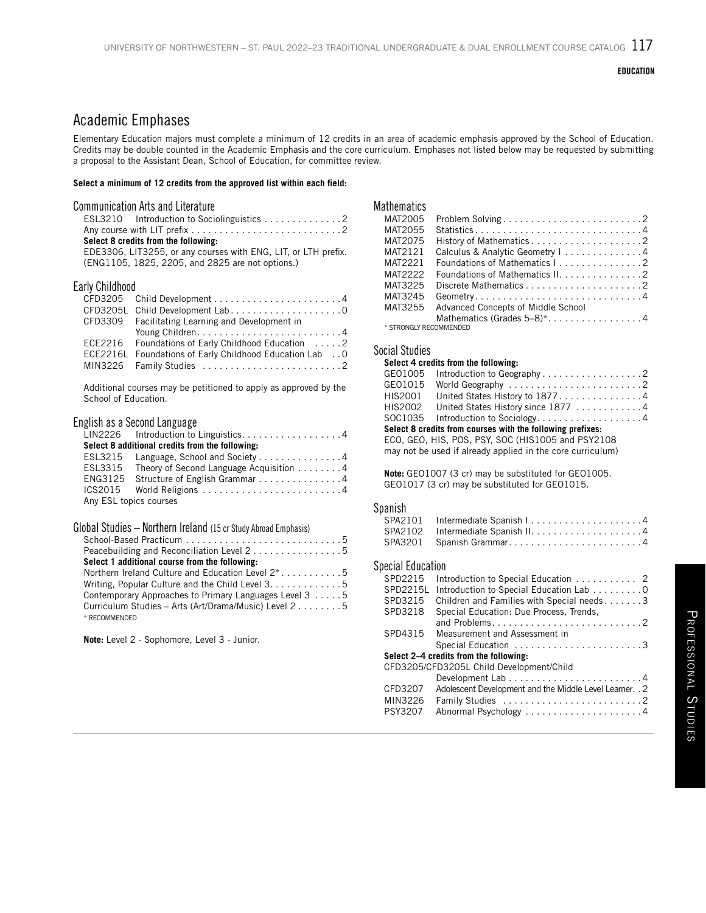## Academic Emphases

Elementary Education majors must complete a minimum of 12 credits in an area of academic emphasis approved by the School of Education. Credits may be double counted in the Academic Emphasis and the core curriculum. Emphases not listed below may be requested by submitting a proposal to the Assistant Dean, School of Education, for committee review.

**Select a minimum of 12 credits from the approved list within each field:**

### Communication Arts and Literature

ESL3210 Introduction to Sociolinguistics . . . . . . . . . . . . . . 2
Any course with LIT prefix . . . . . . . . . . . . . . . . . . . . . . . . . . 2

**Select 8 credits from the following:**

EDE3306, LIT3255, or any courses with ENG, LIT, or LTH prefix. (ENG1105, 1825, 2205, and 2825 are not options.)

### Early Childhood

CFD3205 Child Development . . . . . . . . . . . . . . . . . . . . . . . 4
CFD3205L Child Development Lab . . . . . . . . . . . . . . . . . . . . 0
CFD3309 Facilitating Learning and Development in Young Children . . . . . . . . . . . . . . . . . . . . . . . . . . 4
ECE2216 Foundations of Early Childhood Education . . . . . 2
ECE2216L Foundations of Early Childhood Education Lab . . 0
MIN3226 Family Studies . . . . . . . . . . . . . . . . . . . . . . . . . 2

Additional courses may be petitioned to apply as approved by the School of Education.

### English as a Second Language

LIN2226 Introduction to Linguistics . . . . . . . . . . . . . . . . . . 4

**Select 8 additional credits from the following:**

ESL3215 Language, School and Society . . . . . . . . . . . . . . . 4
ESL3315 Theory of Second Language Acquisition . . . . . . . . 4
ENG3125 Structure of English Grammar . . . . . . . . . . . . . . . 4
ICS2015 World Religions . . . . . . . . . . . . . . . . . . . . . . . . . 4
Any ESL topics courses

### Global Studies – Northern Ireland (15 cr Study Abroad Emphasis)

School-Based Practicum . . . . . . . . . . . . . . . . . . . . . . . . . . . . 5
Peacebuilding and Reconciliation Level 2 . . . . . . . . . . . . . . . . 5

**Select 1 additional course from the following:**

Northern Ireland Culture and Education Level 2* . . . . . . . . . . . 5
Writing, Popular Culture and the Child Level 3 . . . . . . . . . . . . . 5
Contemporary Approaches to Primary Languages Level 3 . . . . . 5
Curriculum Studies – Arts (Art/Drama/Music) Level 2 . . . . . . . . 5

* RECOMMENDED

**Note:** Level 2 - Sophomore, Level 3 - Junior.

### Mathematics

MAT2005 Problem Solving . . . . . . . . . . . . . . . . . . . . . . . . . 2
MAT2055 Statistics . . . . . . . . . . . . . . . . . . . . . . . . . . . . . 4
MAT2075 History of Mathematics . . . . . . . . . . . . . . . . . . . . 2
MAT2121 Calculus & Analytic Geometry I . . . . . . . . . . . . . . 4
MAT2221 Foundations of Mathematics I . . . . . . . . . . . . . . . 2
MAT2222 Foundations of Mathematics II . . . . . . . . . . . . . . . 2
MAT3225 Discrete Mathematics . . . . . . . . . . . . . . . . . . . . . 2
MAT3245 Geometry . . . . . . . . . . . . . . . . . . . . . . . . . . . . . 4
MAT3255 Advanced Concepts of Middle School Mathematics (Grades 5–8)* . . . . . . . . . . . . . . . . . 4

* STRONGLY RECOMMENDED

### Social Studies

**Select 4 credits from the following:**

GEO1005 Introduction to Geography . . . . . . . . . . . . . . . . . . 2
GEO1015 World Geography . . . . . . . . . . . . . . . . . . . . . . . . 2
HIS2001 United States History to 1877 . . . . . . . . . . . . . . . 4
HIS2002 United States History since 1877 . . . . . . . . . . . . 4
SOC1035 Introduction to Sociology . . . . . . . . . . . . . . . . . . . 4

**Select 8 credits from courses with the following prefixes:**

ECO, GEO, HIS, POS, PSY, SOC (HIS1005 and PSY2108 may not be used if already applied in the core curriculum)

**Note:** GEO1007 (3 cr) may be substituted for GEO1005. GEO1017 (3 cr) may be substituted for GEO1015.

### Spanish

SPA2101 Intermediate Spanish I . . . . . . . . . . . . . . . . . . . . 4
SPA2102 Intermediate Spanish II . . . . . . . . . . . . . . . . . . . . 4
SPA3201 Spanish Grammar . . . . . . . . . . . . . . . . . . . . . . . . 4

### Special Education

SPD2215 Introduction to Special Education . . . . . . . . . . . 2
SPD2215L Introduction to Special Education Lab . . . . . . . . . 0
SPD3215 Children and Families with Special needs . . . . . . . 3
SPD3218 Special Education: Due Process, Trends, and Problems . . . . . . . . . . . . . . . . . . . . . . . . . . 2
SPD4315 Measurement and Assessment in Special Education . . . . . . . . . . . . . . . . . . . . . . . 3

**Select 2–4 credits from the following:**

CFD3205/CFD3205L Child Development/Child Development Lab . . . . . . . . . . . . . . . . . . . . . . . . 4
CFD3207 Adolescent Development and the Middle Level Learner . . 2
MIN3226 Family Studies . . . . . . . . . . . . . . . . . . . . . . . . . 2
PSY3207 Abnormal Psychology . . . . . . . . . . . . . . . . . . . . . 4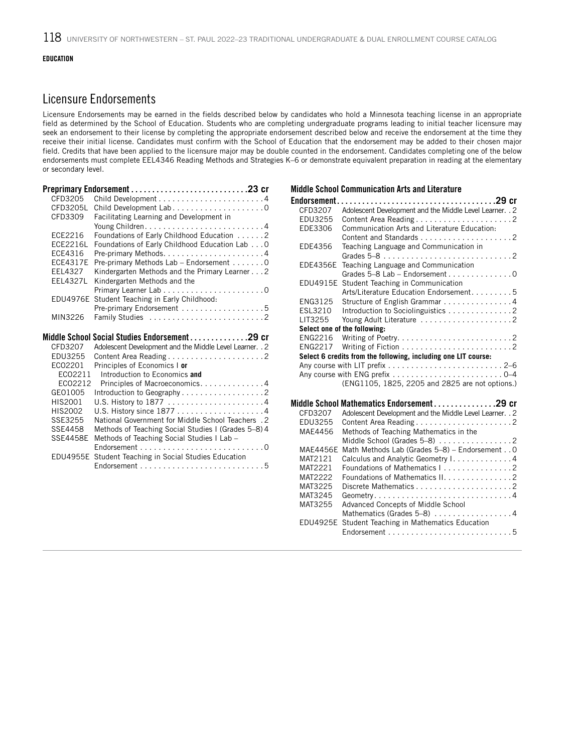**EDUCATION**

## Licensure Endorsements

Licensure Endorsements may be earned in the fields described below by candidates who hold a Minnesota teaching license in an appropriate field as determined by the School of Education. Students who are completing undergraduate programs leading to initial teacher licensure may seek an endorsement to their license by completing the appropriate endorsement described below and receive the endorsement at the time they receive their initial license. Candidates must confirm with the School of Education that the endorsement may be added to their chosen major field. Credits that have been applied to the licensure major may be double counted in the endorsement. Candidates completing one of the below endorsements must complete EEL4346 Reading Methods and Strategies K–6 or demonstrate equivalent preparation in reading at the elementary or secondary level.

### Preprimary Endorsement . . . 23 cr

| | | |
|---|---|---|
| CFD3205 | Child Development | 4 |
| CFD3205L | Child Development Lab | 0 |
| CFD3309 | Facilitating Learning and Development in Young Children | 4 |
| ECE2216 | Foundations of Early Childhood Education | 2 |
| ECE2216L | Foundations of Early Childhood Education Lab | 0 |
| ECE4316 | Pre-primary Methods | 4 |
| ECE4317E | Pre-primary Methods Lab – Endorsement | 0 |
| EEL4327 | Kindergarten Methods and the Primary Learner | 2 |
| EEL4327L | Kindergarten Methods and the Primary Learner Lab | 0 |
| EDU4976E | Student Teaching in Early Childhood: Pre-primary Endorsement | 5 |
| MIN3226 | Family Studies | 2 |

### Middle School Social Studies Endorsement . . . 29 cr

| | | |
|---|---|---|
| CFD3207 | Adolescent Development and the Middle Level Learner | 2 |
| EDU3255 | Content Area Reading | 2 |
| ECO2201 | Principles of Economics I **or** | |
| ECO2211 | Introduction to Economics **and** | |
| ECO2212 | Principles of Macroeconomics | 4 |
| GEO1005 | Introduction to Geography | 2 |
| HIS2001 | U.S. History to 1877 | 4 |
| HIS2002 | U.S. History since 1877 | 4 |
| SSE3255 | National Government for Middle School Teachers | 2 |
| SSE4458 | Methods of Teaching Social Studies I (Grades 5–8) | 4 |
| SSE4458E | Methods of Teaching Social Studies I Lab – Endorsement | 0 |
| EDU4955E | Student Teaching in Social Studies Education Endorsement | 5 |

### Middle School Communication Arts and Literature Endorsement . . . 29 cr

| | | |
|---|---|---|
| CFD3207 | Adolescent Development and the Middle Level Learner | 2 |
| EDU3255 | Content Area Reading | 2 |
| EDE3306 | Communication Arts and Literature Education: Content and Standards | 2 |
| EDE4356 | Teaching Language and Communication in Grades 5–8 | 2 |
| EDE4356E | Teaching Language and Communication Grades 5–8 Lab – Endorsement | 0 |
| EDU4915E | Student Teaching in Communication Arts/Literature Education Endorsement | 5 |
| ENG3125 | Structure of English Grammar | 4 |
| ESL3210 | Introduction to Sociolinguistics | 2 |
| LIT3255 | Young Adult Literature | 2 |
| **Select one of the following:** | | |
| ENG2216 | Writing of Poetry | 2 |
| ENG2217 | Writing of Fiction | 2 |
| **Select 6 credits from the following, including one LIT course:** | | |
| | Any course with LIT prefix | 2–6 |
| | Any course with ENG prefix | 0–4 |
| | (ENG1105, 1825, 2205 and 2825 are not options.) | |

### Middle School Mathematics Endorsement . . . 29 cr

| | | |
|---|---|---|
| CFD3207 | Adolescent Development and the Middle Level Learner | 2 |
| EDU3255 | Content Area Reading | 2 |
| MAE4456 | Methods of Teaching Mathematics in the Middle School (Grades 5–8) | 2 |
| MAE4456E | Math Methods Lab (Grades 5–8) – Endorsement | 0 |
| MAT2121 | Calculus and Analytic Geometry I | 4 |
| MAT2221 | Foundations of Mathematics I | 2 |
| MAT2222 | Foundations of Mathematics II | 2 |
| MAT3225 | Discrete Mathematics | 2 |
| MAT3245 | Geometry | 4 |
| MAT3255 | Advanced Concepts of Middle School Mathematics (Grades 5–8) | 4 |
| EDU4925E | Student Teaching in Mathematics Education Endorsement | 5 |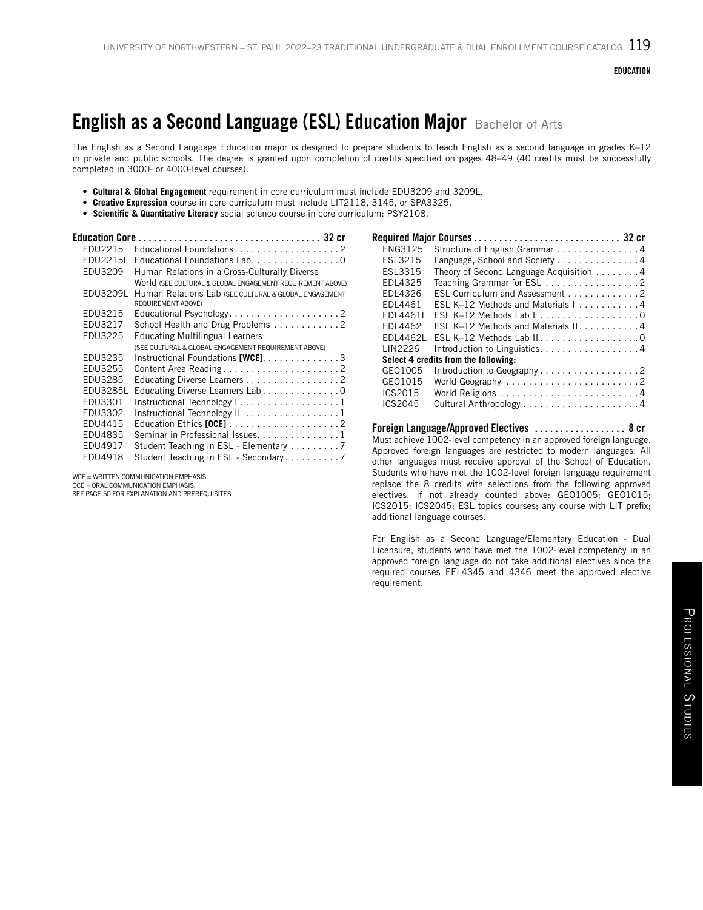# English as a Second Language (ESL) Education Major Bachelor of Arts

The English as a Second Language Education major is designed to prepare students to teach English as a second language in grades K–12 in private and public schools. The degree is granted upon completion of credits specified on pages 48–49 (40 credits must be successfully completed in 3000- or 4000-level courses).

- **Cultural & Global Engagement** requirement in core curriculum must include EDU3209 and 3209L.
- **Creative Expression** course in core curriculum must include LIT2118, 3145, or SPA3325.
- **Scientific & Quantitative Literacy** social science course in core curriculum: PSY2108.

## Education Core — 32 cr

| Course | Title | Credits |
|---|---|---|
| EDU2215 | Educational Foundations | 2 |
| EDU2215L | Educational Foundations Lab | 0 |
| EDU3209 | Human Relations in a Cross-Culturally Diverse World (SEE CULTURAL & GLOBAL ENGAGEMENT REQUIREMENT ABOVE) | |
| EDU3209L | Human Relations Lab (SEE CULTURAL & GLOBAL ENGAGEMENT REQUIREMENT ABOVE) | |
| EDU3215 | Educational Psychology | 2 |
| EDU3217 | School Health and Drug Problems | 2 |
| EDU3225 | Educating Multilingual Learners (SEE CULTURAL & GLOBAL ENGAGEMENT REQUIREMENT ABOVE) | |
| EDU3235 | Instructional Foundations **[WCE]** | 3 |
| EDU3255 | Content Area Reading | 2 |
| EDU3285 | Educating Diverse Learners | 2 |
| EDU3285L | Educating Diverse Learners Lab | 0 |
| EDU3301 | Instructional Technology I | 1 |
| EDU3302 | Instructional Technology II | 1 |
| EDU4415 | Education Ethics **[OCE]** | 2 |
| EDU4835 | Seminar in Professional Issues | 1 |
| EDU4917 | Student Teaching in ESL - Elementary | 7 |
| EDU4918 | Student Teaching in ESL - Secondary | 7 |

WCE = WRITTEN COMMUNICATION EMPHASIS.
OCE = ORAL COMMUNICATION EMPHASIS.
SEE PAGE 50 FOR EXPLANATION AND PREREQUISITES.

## Required Major Courses — 32 cr

| Course | Title | Credits |
|---|---|---|
| ENG3125 | Structure of English Grammar | 4 |
| ESL3215 | Language, School and Society | 4 |
| ESL3315 | Theory of Second Language Acquisition | 4 |
| EDL4325 | Teaching Grammar for ESL | 2 |
| EDL4326 | ESL Curriculum and Assessment | 2 |
| EDL4461 | ESL K–12 Methods and Materials I | 4 |
| EDL4461L | ESL K–12 Methods Lab I | 0 |
| EDL4462 | ESL K–12 Methods and Materials II | 4 |
| EDL4462L | ESL K–12 Methods Lab II | 0 |
| LIN2226 | Introduction to Linguistics | 4 |
| **Select 4 credits from the following:** | | |
| GEO1005 | Introduction to Geography | 2 |
| GEO1015 | World Geography | 2 |
| ICS2015 | World Religions | 4 |
| ICS2045 | Cultural Anthropology | 4 |

## Foreign Language/Approved Electives — 8 cr

Must achieve 1002-level competency in an approved foreign language. Approved foreign languages are restricted to modern languages. All other languages must receive approval of the School of Education. Students who have met the 1002-level foreign language requirement replace the 8 credits with selections from the following approved electives, if not already counted above: GEO1005; GEO1015; ICS2015; ICS2045; ESL topics courses; any course with LIT prefix; additional language courses.

For English as a Second Language/Elementary Education - Dual Licensure, students who have met the 1002-level competency in an approved foreign language do not take additional electives since the required courses EEL4345 and 4346 meet the approved elective requirement.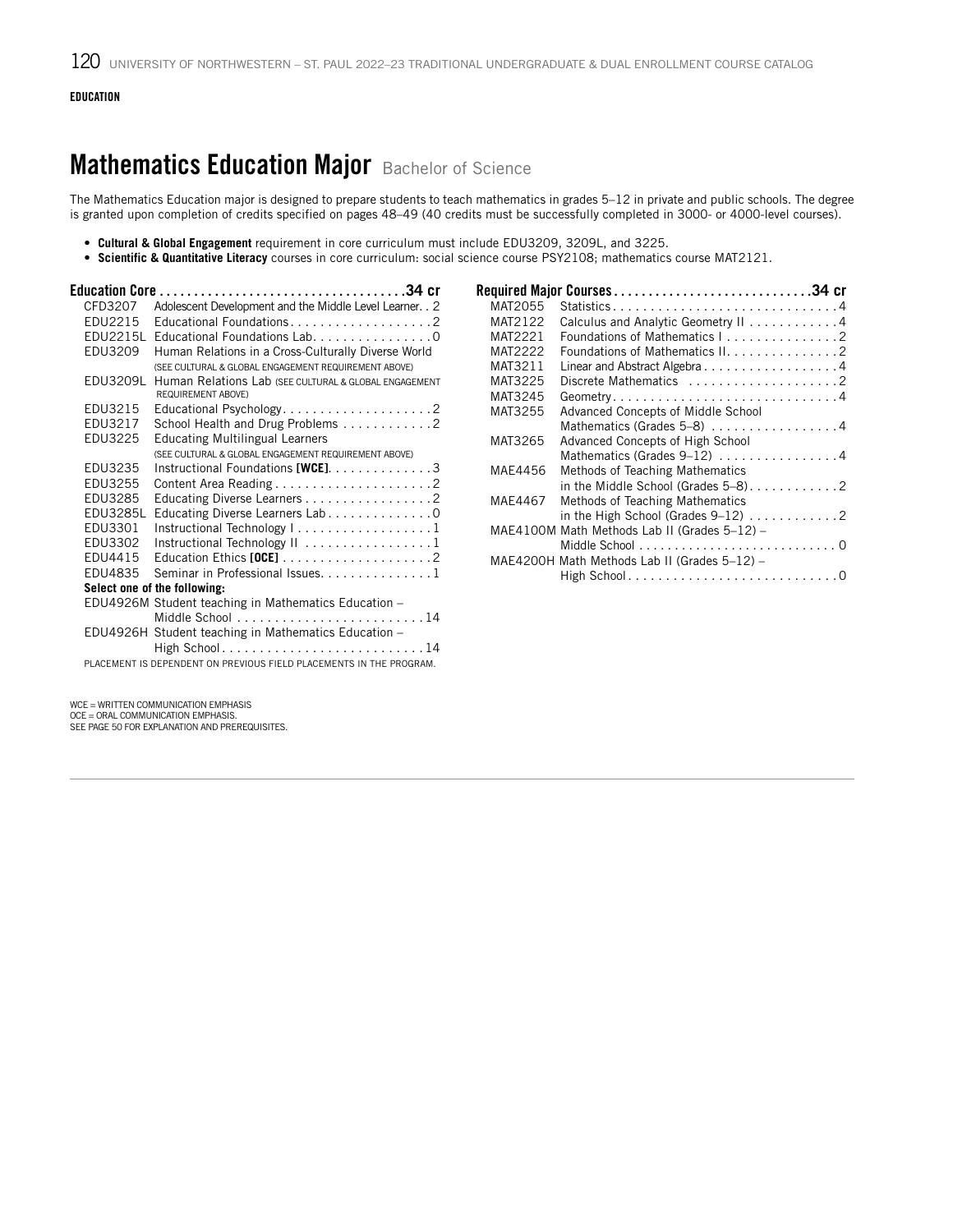**EDUCATION**

# Mathematics Education Major Bachelor of Science

The Mathematics Education major is designed to prepare students to teach mathematics in grades 5–12 in private and public schools. The degree is granted upon completion of credits specified on pages 48–49 (40 credits must be successfully completed in 3000- or 4000-level courses).

- **Cultural & Global Engagement** requirement in core curriculum must include EDU3209, 3209L, and 3225.
- **Scientific & Quantitative Literacy** courses in core curriculum: social science course PSY2108; mathematics course MAT2121.

**Education Core .................................. 34 cr**

| | | |
|---|---|---|
| CFD3207 | Adolescent Development and the Middle Level Learner | 2 |
| EDU2215 | Educational Foundations | 2 |
| EDU2215L | Educational Foundations Lab | 0 |
| EDU3209 | Human Relations in a Cross-Culturally Diverse World (SEE CULTURAL & GLOBAL ENGAGEMENT REQUIREMENT ABOVE) | |
| EDU3209L | Human Relations Lab (SEE CULTURAL & GLOBAL ENGAGEMENT REQUIREMENT ABOVE) | |
| EDU3215 | Educational Psychology | 2 |
| EDU3217 | School Health and Drug Problems | 2 |
| EDU3225 | Educating Multilingual Learners (SEE CULTURAL & GLOBAL ENGAGEMENT REQUIREMENT ABOVE) | |
| EDU3235 | Instructional Foundations **[WCE]** | 3 |
| EDU3255 | Content Area Reading | 2 |
| EDU3285 | Educating Diverse Learners | 2 |
| EDU3285L | Educating Diverse Learners Lab | 0 |
| EDU3301 | Instructional Technology I | 1 |
| EDU3302 | Instructional Technology II | 1 |
| EDU4415 | Education Ethics **[OCE]** | 2 |
| EDU4835 | Seminar in Professional Issues | 1 |

**Select one of the following:**

| | | |
|---|---|---|
| EDU4926M | Student teaching in Mathematics Education – Middle School | 14 |
| EDU4926H | Student teaching in Mathematics Education – High School | 14 |

PLACEMENT IS DEPENDENT ON PREVIOUS FIELD PLACEMENTS IN THE PROGRAM.

**Required Major Courses ............................ 34 cr**

| | | |
|---|---|---|
| MAT2055 | Statistics | 4 |
| MAT2122 | Calculus and Analytic Geometry II | 4 |
| MAT2221 | Foundations of Mathematics I | 2 |
| MAT2222 | Foundations of Mathematics II | 2 |
| MAT3211 | Linear and Abstract Algebra | 4 |
| MAT3225 | Discrete Mathematics | 2 |
| MAT3245 | Geometry | 4 |
| MAT3255 | Advanced Concepts of Middle School Mathematics (Grades 5–8) | 4 |
| MAT3265 | Advanced Concepts of High School Mathematics (Grades 9–12) | 4 |
| MAE4456 | Methods of Teaching Mathematics in the Middle School (Grades 5–8) | 2 |
| MAE4467 | Methods of Teaching Mathematics in the High School (Grades 9–12) | 2 |
| MAE4100M | Math Methods Lab II (Grades 5–12) – Middle School | 0 |
| MAE4200H | Math Methods Lab II (Grades 5–12) – High School | 0 |

WCE = WRITTEN COMMUNICATION EMPHASIS
OCE = ORAL COMMUNICATION EMPHASIS.
SEE PAGE 50 FOR EXPLANATION AND PREREQUISITES.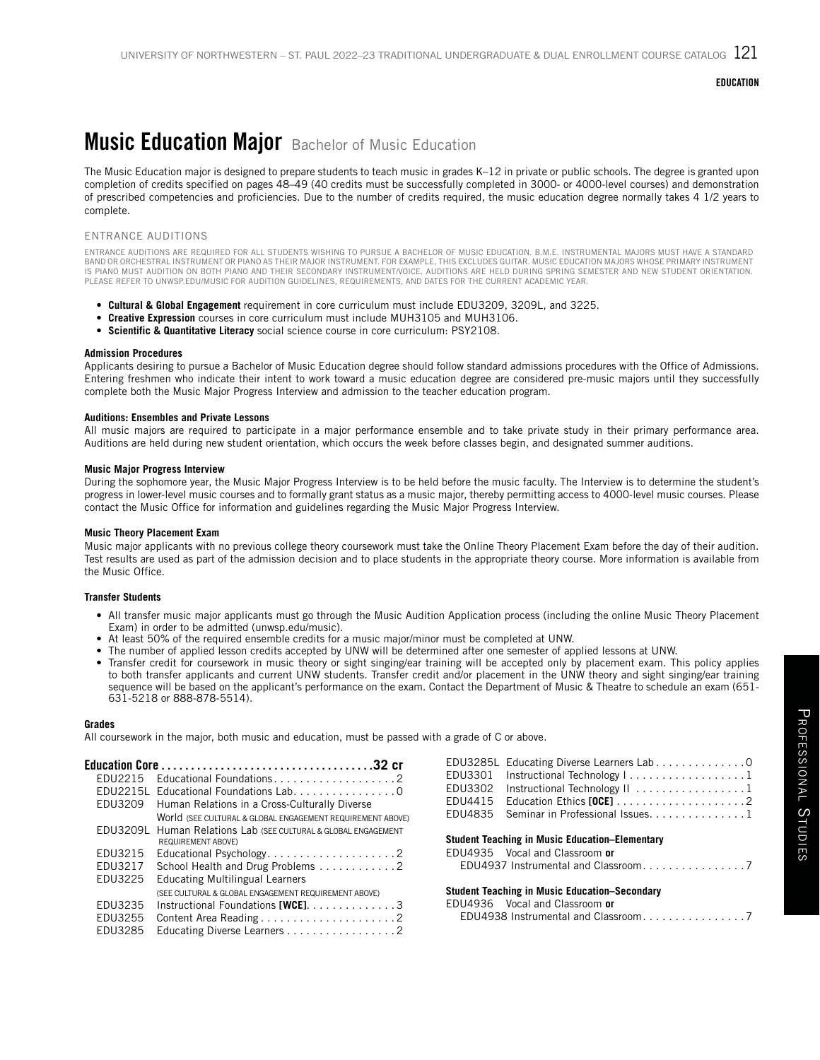# Music Education Major Bachelor of Music Education

The Music Education major is designed to prepare students to teach music in grades K–12 in private or public schools. The degree is granted upon completion of credits specified on pages 48–49 (40 credits must be successfully completed in 3000- or 4000-level courses) and demonstration of prescribed competencies and proficiencies. Due to the number of credits required, the music education degree normally takes 4 1/2 years to complete.

## ENTRANCE AUDITIONS

ENTRANCE AUDITIONS ARE REQUIRED FOR ALL STUDENTS WISHING TO PURSUE A BACHELOR OF MUSIC EDUCATION. B.M.E. INSTRUMENTAL MAJORS MUST HAVE A STANDARD BAND OR ORCHESTRAL INSTRUMENT OR PIANO AS THEIR MAJOR INSTRUMENT. FOR EXAMPLE, THIS EXCLUDES GUITAR. MUSIC EDUCATION MAJORS WHOSE PRIMARY INSTRUMENT IS PIANO MUST AUDITION ON BOTH PIANO AND THEIR SECONDARY INSTRUMENT/VOICE. AUDITIONS ARE HELD DURING SPRING SEMESTER AND NEW STUDENT ORIENTATION. PLEASE REFER TO UNWSP.EDU/MUSIC FOR AUDITION GUIDELINES, REQUIREMENTS, AND DATES FOR THE CURRENT ACADEMIC YEAR.

- **Cultural & Global Engagement** requirement in core curriculum must include EDU3209, 3209L, and 3225.
- **Creative Expression** courses in core curriculum must include MUH3105 and MUH3106.
- **Scientific & Quantitative Literacy** social science course in core curriculum: PSY2108.

### Admission Procedures

Applicants desiring to pursue a Bachelor of Music Education degree should follow standard admissions procedures with the Office of Admissions. Entering freshmen who indicate their intent to work toward a music education degree are considered pre-music majors until they successfully complete both the Music Major Progress Interview and admission to the teacher education program.

### Auditions: Ensembles and Private Lessons

All music majors are required to participate in a major performance ensemble and to take private study in their primary performance area. Auditions are held during new student orientation, which occurs the week before classes begin, and designated summer auditions.

### Music Major Progress Interview

During the sophomore year, the Music Major Progress Interview is to be held before the music faculty. The Interview is to determine the student's progress in lower-level music courses and to formally grant status as a music major, thereby permitting access to 4000-level music courses. Please contact the Music Office for information and guidelines regarding the Music Major Progress Interview.

### Music Theory Placement Exam

Music major applicants with no previous college theory coursework must take the Online Theory Placement Exam before the day of their audition. Test results are used as part of the admission decision and to place students in the appropriate theory course. More information is available from the Music Office.

### Transfer Students

- All transfer music major applicants must go through the Music Audition Application process (including the online Music Theory Placement Exam) in order to be admitted (unwsp.edu/music).
- At least 50% of the required ensemble credits for a music major/minor must be completed at UNW.
- The number of applied lesson credits accepted by UNW will be determined after one semester of applied lessons at UNW.
- Transfer credit for coursework in music theory or sight singing/ear training will be accepted only by placement exam. This policy applies to both transfer applicants and current UNW students. Transfer credit and/or placement in the UNW theory and sight singing/ear training sequence will be based on the applicant's performance on the exam. Contact the Department of Music & Theatre to schedule an exam (651-631-5218 or 888-878-5514).

### Grades

All coursework in the major, both music and education, must be passed with a grade of C or above.

**Education Core .................................... 32 cr**

- EDU2215 Educational Foundations .................... 2
- EDU2215L Educational Foundations Lab ................ 0
- EDU3209 Human Relations in a Cross-Culturally Diverse World (SEE CULTURAL & GLOBAL ENGAGEMENT REQUIREMENT ABOVE)
- EDU3209L Human Relations Lab (SEE CULTURAL & GLOBAL ENGAGEMENT REQUIREMENT ABOVE)
- EDU3215 Educational Psychology ..................... 2
- EDU3217 School Health and Drug Problems ............ 2
- EDU3225 Educating Multilingual Learners (SEE CULTURAL & GLOBAL ENGAGEMENT REQUIREMENT ABOVE)
- EDU3235 Instructional Foundations **[WCE]** .............. 3
- EDU3255 Content Area Reading ...................... 2
- EDU3285 Educating Diverse Learners ................. 2
- EDU3285L Educating Diverse Learners Lab ............. 0
- EDU3301 Instructional Technology I .................. 1
- EDU3302 Instructional Technology II ................. 1
- EDU4415 Education Ethics **[OCE]** .................... 2
- EDU4835 Seminar in Professional Issues ............... 1

**Student Teaching in Music Education–Elementary**

- EDU4935 Vocal and Classroom **or** EDU4937 Instrumental and Classroom ................ 7

**Student Teaching in Music Education–Secondary**

- EDU4936 Vocal and Classroom **or** EDU4938 Instrumental and Classroom ................ 7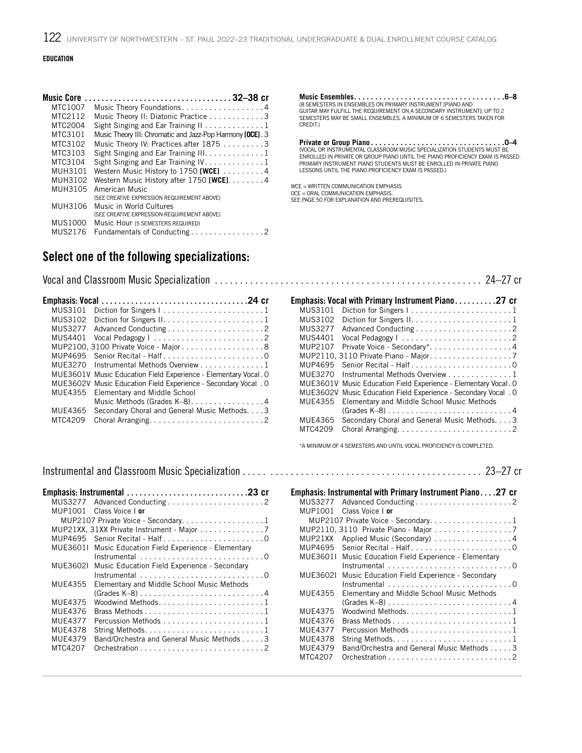**EDUCATION**

**Music Core ... 32–38 cr**

| | | |
|---|---|---|
| MTC1007 | Music Theory Foundations | 4 |
| MTC2112 | Music Theory II: Diatonic Practice | 3 |
| MTC2004 | Sight Singing and Ear Training II | 1 |
| MTC3101 | Music Theory III: Chromatic and Jazz-Pop Harmony **[OCE]** | 3 |
| MTC3102 | Music Theory IV: Practices after 1875 | 3 |
| MTC3103 | Sight Singing and Ear Training III | 1 |
| MTC3104 | Sight Singing and Ear Training IV | 1 |
| MUH3101 | Western Music History to 1750 **[WCE]** | 4 |
| MUH3102 | Western Music History after 1750 **[WCE]** | 4 |
| MUH3105 | American Music (SEE CREATIVE EXPRESSION REQUIREMENT ABOVE) | |
| MUH3106 | Music in World Cultures (SEE CREATIVE EXPRESSION REQUIREMENT ABOVE) | |
| MUS1000 | Music Hour (5 SEMESTERS REQUIRED) | |
| MUS2176 | Fundamentals of Conducting | 2 |

**Music Ensembles ... 6–8**
(8 SEMESTERS IN ENSEMBLES ON PRIMARY INSTRUMENT [PIANO AND GUITAR MAY FULFILL THE REQUIREMENT ON A SECONDARY INSTRUMENT]; UP TO 2 SEMESTERS MAY BE SMALL ENSEMBLES. A MINIMUM OF 6 SEMESTERS TAKEN FOR CREDIT.)

**Private or Group Piano ... 0–4**
(VOCAL OR INSTRUMENTAL CLASSROOM MUSIC SPECIALIZATION STUDENTS MUST BE ENROLLED IN PRIVATE OR GROUP PIANO UNTIL THE PIANO PROFICIENCY EXAM IS PASSED. PRIMARY INSTRUMENT PIANO STUDENTS MUST BE ENROLLED IN PRIVATE PIANO LESSONS UNTIL THE PIANO PROFICIENCY EXAM IS PASSED.)

WCE = WRITTEN COMMUNICATION EMPHASIS
OCE = ORAL COMMUNICATION EMPHASIS.
SEE PAGE 50 FOR EXPLANATION AND PREREQUISITES.

## Select one of the following specializations:

### Vocal and Classroom Music Specialization ... 24–27 cr

**Emphasis: Vocal ... 24 cr**

| | | |
|---|---|---|
| MUS3101 | Diction for Singers I | 1 |
| MUS3102 | Diction for Singers II | 1 |
| MUS3277 | Advanced Conducting | 2 |
| MUS4401 | Vocal Pedagogy I | 2 |
| MUP2100, 3100 | Private Voice - Major | 8 |
| MUP4695 | Senior Recital - Half | 0 |
| MUE3270 | Instrumental Methods Overview | 1 |
| MUE3601V | Music Education Field Experience - Elementary Vocal | 0 |
| MUE3602V | Music Education Field Experience - Secondary Vocal | 0 |
| MUE4355 | Elementary and Middle School Music Methods (Grades K–8) | 4 |
| MUE4365 | Secondary Choral and General Music Methods | 3 |
| MTC4209 | Choral Arranging | 2 |

**Emphasis: Vocal with Primary Instrument Piano ... 27 cr**

| | | |
|---|---|---|
| MUS3101 | Diction for Singers I | 1 |
| MUS3102 | Diction for Singers II | 1 |
| MUS3277 | Advanced Conducting | 2 |
| MUS4401 | Vocal Pedagogy I | 2 |
| MUP2107 | Private Voice - Secondary* | 4 |
| MUP2110, 3110 | Private Piano - Major | 7 |
| MUP4695 | Senior Recital - Half | 0 |
| MUE3270 | Instrumental Methods Overview | 1 |
| MUE3601V | Music Education Field Experience - Elementary Vocal | 0 |
| MUE3602V | Music Education Field Experience - Secondary Vocal | 0 |
| MUE4355 | Elementary and Middle School Music Methods (Grades K–8) | 4 |
| MUE4365 | Secondary Choral and General Music Methods | 3 |
| MTC4209 | Choral Arranging | 2 |

*A MINIMUM OF 4 SEMESTERS AND UNTIL VOCAL PROFICIENCY IS COMPLETED.

### Instrumental and Classroom Music Specialization ... 23–27 cr

**Emphasis: Instrumental ... 23 cr**

| | | |
|---|---|---|
| MUS3277 | Advanced Conducting | 2 |
| MUP1001 | Class Voice I **or** MUP2107 Private Voice - Secondary | 1 |
| MUP21XX, 31XX | Private Instrument - Major | 7 |
| MUP4695 | Senior Recital - Half | 0 |
| MUE3601I | Music Education Field Experience - Elementary Instrumental | 0 |
| MUE3602I | Music Education Field Experience - Secondary Instrumental | 0 |
| MUE4355 | Elementary and Middle School Music Methods (Grades K–8) | 4 |
| MUE4375 | Woodwind Methods | 1 |
| MUE4376 | Brass Methods | 1 |
| MUE4377 | Percussion Methods | 1 |
| MUE4378 | String Methods | 1 |
| MUE4379 | Band/Orchestra and General Music Methods | 3 |
| MTC4207 | Orchestration | 2 |

**Emphasis: Instrumental with Primary Instrument Piano ... 27 cr**

| | | |
|---|---|---|
| MUS3277 | Advanced Conducting | 2 |
| MUP1001 | Class Voice I **or** MUP2107 Private Voice - Secondary | 1 |
| MUP2110, 3110 | Private Piano - Major | 7 |
| MUP21XX | Applied Music (Secondary) | 4 |
| MUP4695 | Senior Recital - Half | 0 |
| MUE3601I | Music Education Field Experience - Elementary Instrumental | 0 |
| MUE3602I | Music Education Field Experience - Secondary Instrumental | 0 |
| MUE4355 | Elementary and Middle School Music Methods (Grades K–8) | 4 |
| MUE4375 | Woodwind Methods | 1 |
| MUE4376 | Brass Methods | 1 |
| MUE4377 | Percussion Methods | 1 |
| MUE4378 | String Methods | 1 |
| MUE4379 | Band/Orchestra and General Music Methods | 3 |
| MTC4207 | Orchestration | 2 |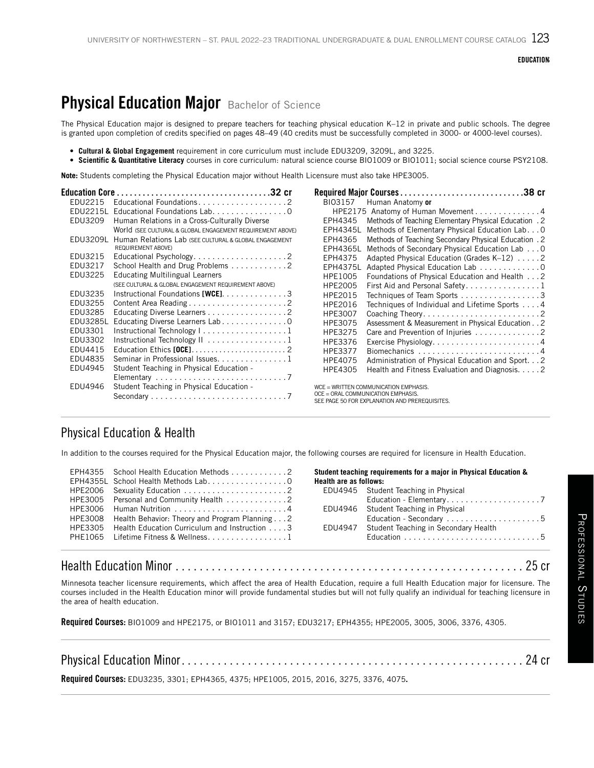## Physical Education Major Bachelor of Science

The Physical Education major is designed to prepare teachers for teaching physical education K–12 in private and public schools. The degree is granted upon completion of credits specified on pages 48–49 (40 credits must be successfully completed in 3000- or 4000-level courses).

- **Cultural & Global Engagement** requirement in core curriculum must include EDU3209, 3209L, and 3225.
- **Scientific & Quantitative Literacy** courses in core curriculum: natural science course BIO1009 or BIO1011; social science course PSY2108.

**Note:** Students completing the Physical Education major without Health Licensure must also take HPE3005.

**Education Core .................................... 32 cr**

| | | |
|---|---|---|
| EDU2215 | Educational Foundations | 2 |
| EDU2215L | Educational Foundations Lab | 0 |
| EDU3209 | Human Relations in a Cross-Culturally Diverse World (SEE CULTURAL & GLOBAL ENGAGEMENT REQUIREMENT ABOVE) | |
| EDU3209L | Human Relations Lab (SEE CULTURAL & GLOBAL ENGAGEMENT REQUIREMENT ABOVE) | |
| EDU3215 | Educational Psychology | 2 |
| EDU3217 | School Health and Drug Problems | 2 |
| EDU3225 | Educating Multilingual Learners (SEE CULTURAL & GLOBAL ENGAGEMENT REQUIREMENT ABOVE) | |
| EDU3235 | Instructional Foundations **[WCE]** | 3 |
| EDU3255 | Content Area Reading | 2 |
| EDU3285 | Educating Diverse Learners | 2 |
| EDU3285L | Educating Diverse Learners Lab | 0 |
| EDU3301 | Instructional Technology I | 1 |
| EDU3302 | Instructional Technology II | 1 |
| EDU4415 | Education Ethics **[OCE]** | 2 |
| EDU4835 | Seminar in Professional Issues | 1 |
| EDU4945 | Student Teaching in Physical Education - Elementary | 7 |
| EDU4946 | Student Teaching in Physical Education - Secondary | 7 |

**Required Major Courses ............................ 38 cr**

| | | |
|---|---|---|
| BIO3157 | Human Anatomy **or** HPE2175 Anatomy of Human Movement | 4 |
| EPH4345 | Methods of Teaching Elementary Physical Education | 2 |
| EPH4345L | Methods of Elementary Physical Education Lab | 0 |
| EPH4365 | Methods of Teaching Secondary Physical Education | 2 |
| EPH4365L | Methods of Secondary Physical Education Lab | 0 |
| EPH4375 | Adapted Physical Education (Grades K–12) | 2 |
| EPH4375L | Adapted Physical Education Lab | 0 |
| HPE1005 | Foundations of Physical Education and Health | 2 |
| HPE2005 | First Aid and Personal Safety | 1 |
| HPE2015 | Techniques of Team Sports | 3 |
| HPE2016 | Techniques of Individual and Lifetime Sports | 4 |
| HPE3007 | Coaching Theory | 2 |
| HPE3075 | Assessment & Measurement in Physical Education | 2 |
| HPE3275 | Care and Prevention of Injuries | 2 |
| HPE3376 | Exercise Physiology | 4 |
| HPE3377 | Biomechanics | 4 |
| HPE4075 | Administration of Physical Education and Sport | 2 |
| HPE4305 | Health and Fitness Evaluation and Diagnosis | 2 |

WCE = WRITTEN COMMUNICATION EMPHASIS.
OCE = ORAL COMMUNICATION EMPHASIS.
SEE PAGE 50 FOR EXPLANATION AND PREREQUISITES.

## Physical Education & Health

In addition to the courses required for the Physical Education major, the following courses are required for licensure in Health Education.

| | | |
|---|---|---|
| EPH4355 | School Health Education Methods | 2 |
| EPH4355L | School Health Methods Lab | 0 |
| HPE2006 | Sexuality Education | 2 |
| HPE3005 | Personal and Community Health | 2 |
| HPE3006 | Human Nutrition | 4 |
| HPE3008 | Health Behavior: Theory and Program Planning | 2 |
| HPE3305 | Health Education Curriculum and Instruction | 3 |
| PHE1065 | Lifetime Fitness & Wellness | 1 |

**Student teaching requirements for a major in Physical Education & Health are as follows:**

| | | |
|---|---|---|
| EDU4945 | Student Teaching in Physical Education - Elementary | 7 |
| EDU4946 | Student Teaching in Physical Education - Secondary | 5 |
| EDU4947 | Student Teaching in Secondary Health Education | 5 |

## Health Education Minor ............................................ 25 cr

Minnesota teacher licensure requirements, which affect the area of Health Education, require a full Health Education major for licensure. The courses included in the Health Education minor will provide fundamental studies but will not fully qualify an individual for teaching licensure in the area of health education.

**Required Courses:** BIO1009 and HPE2175, or BIO1011 and 3157; EDU3217; EPH4355; HPE2005, 3005, 3006, 3376, 4305.

## Physical Education Minor ............................................ 24 cr

**Required Courses:** EDU3235, 3301; EPH4365, 4375; HPE1005, 2015, 2016, 3275, 3376, 4075.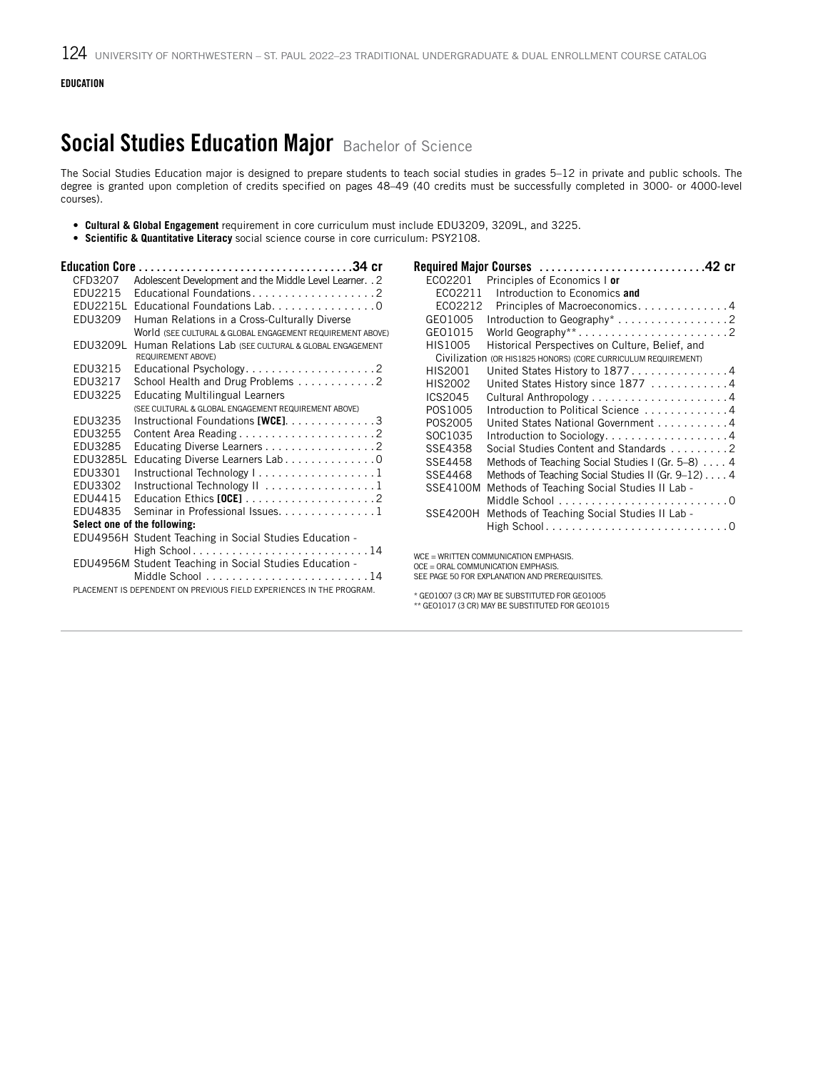EDUCATION

# Social Studies Education Major Bachelor of Science

The Social Studies Education major is designed to prepare students to teach social studies in grades 5–12 in private and public schools. The degree is granted upon completion of credits specified on pages 48–49 (40 credits must be successfully completed in 3000- or 4000-level courses).

- **Cultural & Global Engagement** requirement in core curriculum must include EDU3209, 3209L, and 3225.
- **Scientific & Quantitative Literacy** social science course in core curriculum: PSY2108.

## Education Core ... 34 cr

| | | |
|---|---|---|
| CFD3207 | Adolescent Development and the Middle Level Learner | 2 |
| EDU2215 | Educational Foundations | 2 |
| EDU2215L | Educational Foundations Lab | 0 |
| EDU3209 | Human Relations in a Cross-Culturally Diverse World (SEE CULTURAL & GLOBAL ENGAGEMENT REQUIREMENT ABOVE) | |
| EDU3209L | Human Relations Lab (SEE CULTURAL & GLOBAL ENGAGEMENT REQUIREMENT ABOVE) | |
| EDU3215 | Educational Psychology | 2 |
| EDU3217 | School Health and Drug Problems | 2 |
| EDU3225 | Educating Multilingual Learners (SEE CULTURAL & GLOBAL ENGAGEMENT REQUIREMENT ABOVE) | |
| EDU3235 | Instructional Foundations **[WCE]** | 3 |
| EDU3255 | Content Area Reading | 2 |
| EDU3285 | Educating Diverse Learners | 2 |
| EDU3285L | Educating Diverse Learners Lab | 0 |
| EDU3301 | Instructional Technology I | 1 |
| EDU3302 | Instructional Technology II | 1 |
| EDU4415 | Education Ethics **[OCE]** | 2 |
| EDU4835 | Seminar in Professional Issues | 1 |

**Select one of the following:**

| | | |
|---|---|---|
| EDU4956H | Student Teaching in Social Studies Education - High School | 14 |
| EDU4956M | Student Teaching in Social Studies Education - Middle School | 14 |

PLACEMENT IS DEPENDENT ON PREVIOUS FIELD EXPERIENCES IN THE PROGRAM.

## Required Major Courses ... 42 cr

| | | |
|---|---|---|
| ECO2201 | Principles of Economics I **or** | |
| ECO2211 | Introduction to Economics **and** | |
| ECO2212 | Principles of Macroeconomics | 4 |
| GEO1005 | Introduction to Geography* | 2 |
| GEO1015 | World Geography** | 2 |
| HIS1005 | Historical Perspectives on Culture, Belief, and Civilization (OR HIS1825 HONORS) (CORE CURRICULUM REQUIREMENT) | |
| HIS2001 | United States History to 1877 | 4 |
| HIS2002 | United States History since 1877 | 4 |
| ICS2045 | Cultural Anthropology | 4 |
| POS1005 | Introduction to Political Science | 4 |
| POS2005 | United States National Government | 4 |
| SOC1035 | Introduction to Sociology | 4 |
| SSE4358 | Social Studies Content and Standards | 2 |
| SSE4458 | Methods of Teaching Social Studies I (Gr. 5–8) | 4 |
| SSE4468 | Methods of Teaching Social Studies II (Gr. 9–12) | 4 |
| SSE4100M | Methods of Teaching Social Studies II Lab - Middle School | 0 |
| SSE4200H | Methods of Teaching Social Studies II Lab - High School | 0 |

WCE = WRITTEN COMMUNICATION EMPHASIS.
OCE = ORAL COMMUNICATION EMPHASIS.
SEE PAGE 50 FOR EXPLANATION AND PREREQUISITES.

\* GEO1007 (3 CR) MAY BE SUBSTITUTED FOR GEO1005
\** GEO1017 (3 CR) MAY BE SUBSTITUTED FOR GEO1015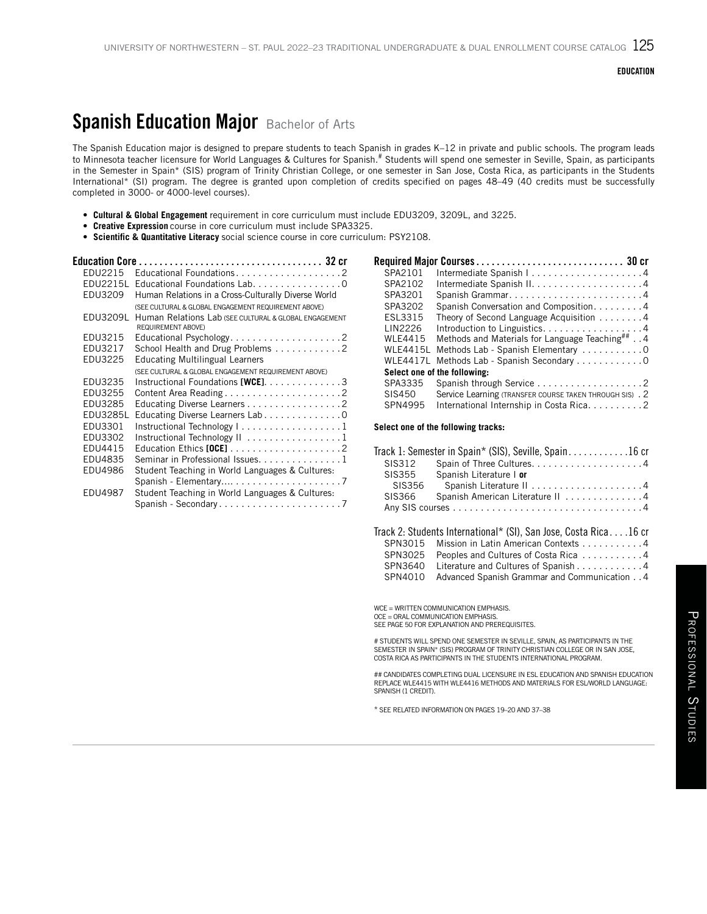# Spanish Education Major Bachelor of Arts

The Spanish Education major is designed to prepare students to teach Spanish in grades K–12 in private and public schools. The program leads to Minnesota teacher licensure for World Languages & Cultures for Spanish.# Students will spend one semester in Seville, Spain, as participants in the Semester in Spain* (SIS) program of Trinity Christian College, or one semester in San Jose, Costa Rica, as participants in the Students International* (SI) program. The degree is granted upon completion of credits specified on pages 48–49 (40 credits must be successfully completed in 3000- or 4000-level courses).

- **Cultural & Global Engagement** requirement in core curriculum must include EDU3209, 3209L, and 3225.
- **Creative Expression** course in core curriculum must include SPA3325.
- **Scientific & Quantitative Literacy** social science course in core curriculum: PSY2108.

## Education Core ... 32 cr

| | | |
|---|---|---|
| EDU2215 | Educational Foundations | 2 |
| EDU2215L | Educational Foundations Lab | 0 |
| EDU3209 | Human Relations in a Cross-Culturally Diverse World (SEE CULTURAL & GLOBAL ENGAGEMENT REQUIREMENT ABOVE) | |
| EDU3209L | Human Relations Lab (SEE CULTURAL & GLOBAL ENGAGEMENT REQUIREMENT ABOVE) | |
| EDU3215 | Educational Psychology | 2 |
| EDU3217 | School Health and Drug Problems | 2 |
| EDU3225 | Educating Multilingual Learners (SEE CULTURAL & GLOBAL ENGAGEMENT REQUIREMENT ABOVE) | |
| EDU3235 | Instructional Foundations **[WCE]** | 3 |
| EDU3255 | Content Area Reading | 2 |
| EDU3285 | Educating Diverse Learners | 2 |
| EDU3285L | Educating Diverse Learners Lab | 0 |
| EDU3301 | Instructional Technology I | 1 |
| EDU3302 | Instructional Technology II | 1 |
| EDU4415 | Education Ethics **[OCE]** | 2 |
| EDU4835 | Seminar in Professional Issues | 1 |
| EDU4986 | Student Teaching in World Languages & Cultures: Spanish - Elementary | 7 |
| EDU4987 | Student Teaching in World Languages & Cultures: Spanish - Secondary | 7 |

## Required Major Courses ... 30 cr

| | | |
|---|---|---|
| SPA2101 | Intermediate Spanish I | 4 |
| SPA2102 | Intermediate Spanish II | 4 |
| SPA3201 | Spanish Grammar | 4 |
| SPA3202 | Spanish Conversation and Composition | 4 |
| ESL3315 | Theory of Second Language Acquisition | 4 |
| LIN2226 | Introduction to Linguistics | 4 |
| WLE4415 | Methods and Materials for Language Teaching## | 4 |
| WLE4415L | Methods Lab - Spanish Elementary | 0 |
| WLE4417L | Methods Lab - Spanish Secondary | 0 |
| **Select one of the following:** | | |
| SPA3335 | Spanish through Service | 2 |
| SIS450 | Service Learning (TRANSFER COURSE TAKEN THROUGH SIS) | 2 |
| SPN4995 | International Internship in Costa Rica | 2 |

**Select one of the following tracks:**

### Track 1: Semester in Spain* (SIS), Seville, Spain ... 16 cr

| | | |
|---|---|---|
| SIS312 | Spain of Three Cultures | 4 |
| SIS355 / SIS356 | Spanish Literature I **or** Spanish Literature II | 4 |
| SIS366 | Spanish American Literature II | 4 |
| | Any SIS courses | 4 |

### Track 2: Students International* (SI), San Jose, Costa Rica ... 16 cr

| | | |
|---|---|---|
| SPN3015 | Mission in Latin American Contexts | 4 |
| SPN3025 | Peoples and Cultures of Costa Rica | 4 |
| SPN3640 | Literature and Cultures of Spanish | 4 |
| SPN4010 | Advanced Spanish Grammar and Communication | 4 |

WCE = WRITTEN COMMUNICATION EMPHASIS.
OCE = ORAL COMMUNICATION EMPHASIS.
SEE PAGE 50 FOR EXPLANATION AND PREREQUISITES.

# STUDENTS WILL SPEND ONE SEMESTER IN SEVILLE, SPAIN, AS PARTICIPANTS IN THE SEMESTER IN SPAIN* (SIS) PROGRAM OF TRINITY CHRISTIAN COLLEGE OR IN SAN JOSE, COSTA RICA AS PARTICIPANTS IN THE STUDENTS INTERNATIONAL PROGRAM.

## CANDIDATES COMPLETING DUAL LICENSURE IN ESL EDUCATION AND SPANISH EDUCATION REPLACE WLE4415 WITH WLE4416 METHODS AND MATERIALS FOR ESL/WORLD LANGUAGE: SPANISH (1 CREDIT).

* SEE RELATED INFORMATION ON PAGES 19–20 AND 37–38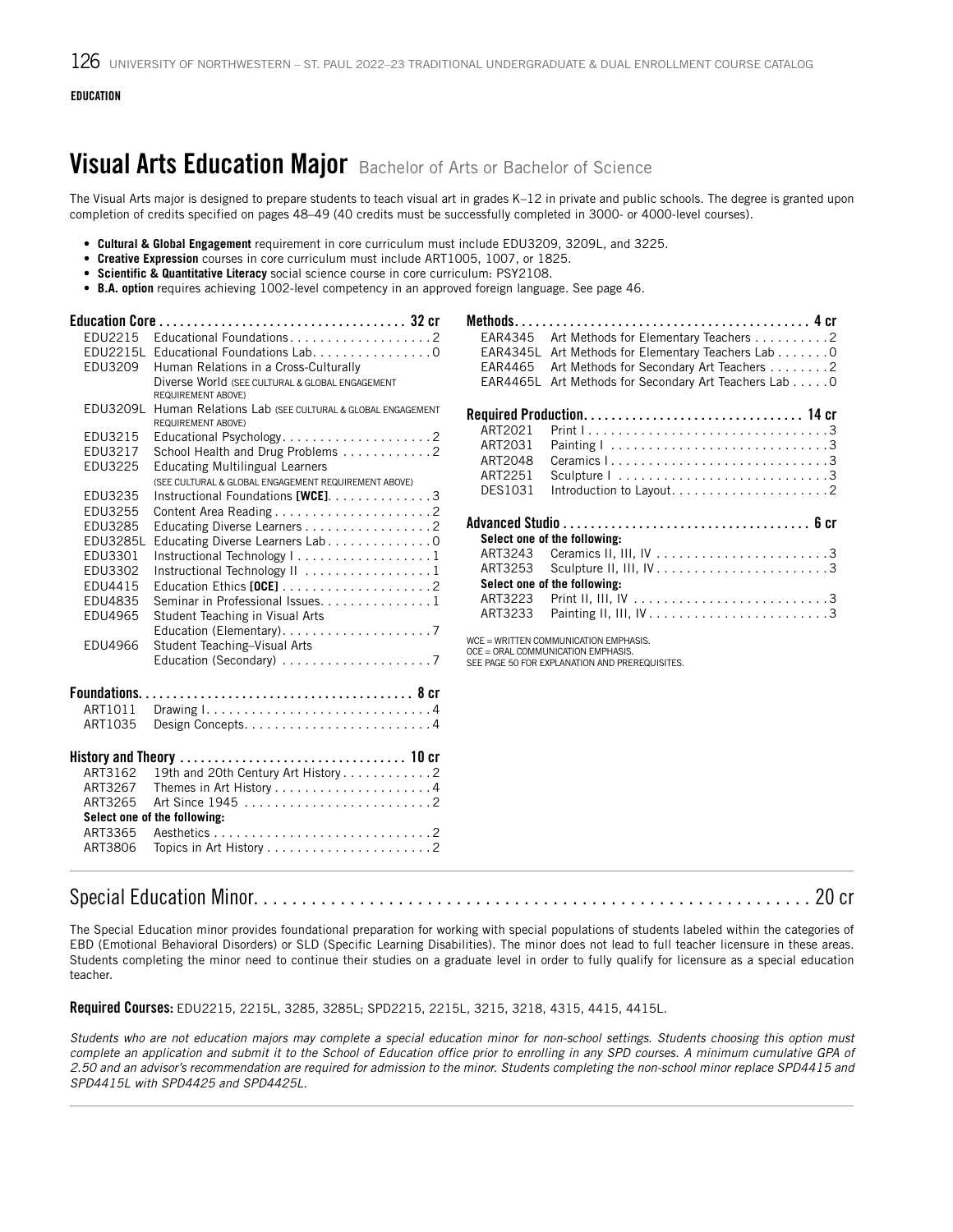EDUCATION

# Visual Arts Education Major Bachelor of Arts or Bachelor of Science

The Visual Arts major is designed to prepare students to teach visual art in grades K–12 in private and public schools. The degree is granted upon completion of credits specified on pages 48–49 (40 credits must be successfully completed in 3000- or 4000-level courses).

- **Cultural & Global Engagement** requirement in core curriculum must include EDU3209, 3209L, and 3225.
- **Creative Expression** courses in core curriculum must include ART1005, 1007, or 1825.
- **Scientific & Quantitative Literacy** social science course in core curriculum: PSY2108.
- **B.A. option** requires achieving 1002-level competency in an approved foreign language. See page 46.

**Education Core . . . . . . . . . . 32 cr**

| | | |
|---|---|---|
| EDU2215 | Educational Foundations | 2 |
| EDU2215L | Educational Foundations Lab | 0 |
| EDU3209 | Human Relations in a Cross-Culturally Diverse World (SEE CULTURAL & GLOBAL ENGAGEMENT REQUIREMENT ABOVE) | |
| EDU3209L | Human Relations Lab (SEE CULTURAL & GLOBAL ENGAGEMENT REQUIREMENT ABOVE) | |
| EDU3215 | Educational Psychology | 2 |
| EDU3217 | School Health and Drug Problems | 2 |
| EDU3225 | Educating Multilingual Learners (SEE CULTURAL & GLOBAL ENGAGEMENT REQUIREMENT ABOVE) | |
| EDU3235 | Instructional Foundations **[WCE]** | 3 |
| EDU3255 | Content Area Reading | 2 |
| EDU3285 | Educating Diverse Learners | 2 |
| EDU3285L | Educating Diverse Learners Lab | 0 |
| EDU3301 | Instructional Technology I | 1 |
| EDU3302 | Instructional Technology II | 1 |
| EDU4415 | Education Ethics **[OCE]** | 2 |
| EDU4835 | Seminar in Professional Issues | 1 |
| EDU4965 | Student Teaching in Visual Arts Education (Elementary) | 7 |
| EDU4966 | Student Teaching–Visual Arts Education (Secondary) | 7 |

**Foundations . . . . . . . . . . 8 cr**

| | | |
|---|---|---|
| ART1011 | Drawing I | 4 |
| ART1035 | Design Concepts | 4 |

**History and Theory . . . . . . . . . . 10 cr**

| | | |
|---|---|---|
| ART3162 | 19th and 20th Century Art History | 2 |
| ART3267 | Themes in Art History | 4 |
| ART3265 | Art Since 1945 | 2 |
| **Select one of the following:** | | |
| ART3365 | Aesthetics | 2 |
| ART3806 | Topics in Art History | 2 |

**Methods . . . . . . . . . . 4 cr**

| | | |
|---|---|---|
| EAR4345 | Art Methods for Elementary Teachers | 2 |
| EAR4345L | Art Methods for Elementary Teachers Lab | 0 |
| EAR4465 | Art Methods for Secondary Art Teachers | 2 |
| EAR4465L | Art Methods for Secondary Art Teachers Lab | 0 |

**Required Production . . . . . . . . . . 14 cr**

| | | |
|---|---|---|
| ART2021 | Print I | 3 |
| ART2031 | Painting I | 3 |
| ART2048 | Ceramics I | 3 |
| ART2251 | Sculpture I | 3 |
| DES1031 | Introduction to Layout | 2 |

**Advanced Studio . . . . . . . . . . 6 cr**

| | | |
|---|---|---|
| **Select one of the following:** | | |
| ART3243 | Ceramics II, III, IV | 3 |
| ART3253 | Sculpture II, III, IV | 3 |
| **Select one of the following:** | | |
| ART3223 | Print II, III, IV | 3 |
| ART3233 | Painting II, III, IV | 3 |

WCE = WRITTEN COMMUNICATION EMPHASIS.
OCE = ORAL COMMUNICATION EMPHASIS.
SEE PAGE 50 FOR EXPLANATION AND PREREQUISITES.

---

## Special Education Minor . . . . . . . . . . 20 cr

The Special Education minor provides foundational preparation for working with special populations of students labeled within the categories of EBD (Emotional Behavioral Disorders) or SLD (Specific Learning Disabilities). The minor does not lead to full teacher licensure in these areas. Students completing the minor need to continue their studies on a graduate level in order to fully qualify for licensure as a special education teacher.

**Required Courses:** EDU2215, 2215L, 3285, 3285L; SPD2215, 2215L, 3215, 3218, 4315, 4415, 4415L.

*Students who are not education majors may complete a special education minor for non-school settings. Students choosing this option must complete an application and submit it to the School of Education office prior to enrolling in any SPD courses. A minimum cumulative GPA of 2.50 and an advisor's recommendation are required for admission to the minor. Students completing the non-school minor replace SPD4415 and SPD4415L with SPD4425 and SPD4425L.*